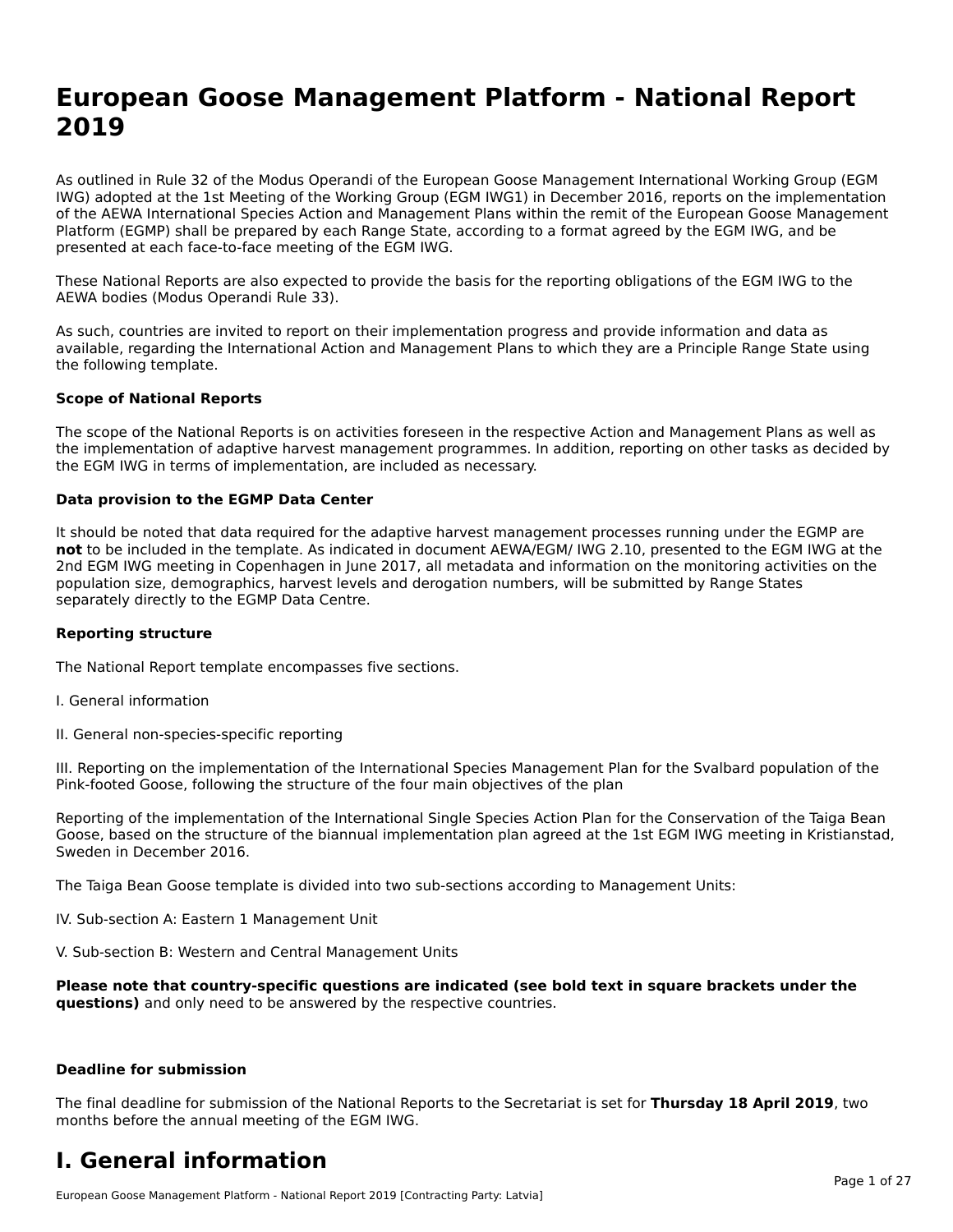# European Goose Management Platform - National Report 2019

As outlined in Rule 32 of the Modus Operandi of the European Goose Management International Working Group (EGM IWG) adopted at the 1st Meeting of the Working Group (EGM IWG1) in December 2016, reports on the implementation of the AEWA International Species Action and Management Plans within the remit of the European Goose Management Platform (EGMP) shall be prepared by each Range State, according to a format agreed by the EGM IWG, and be presented at each face-to-face meeting of the EGM IWG.

These National Reports are also expected to provide the basis for the reporting obligations of the EGM IWG to the AEWA bodies (Modus Operandi Rule 33).

As such, countries are invited to report on their implementation progress and provide information and data as available, regarding the International Action and Management Plans to which they are a Principle Range State using the following template.

**Scope of National Reports**

The scope of the National Reports is on activities foreseen in the respective Action and Management Plans as well as the implementation of adaptive harvest management programmes. In addition, reporting on other tasks as decided by the EGM IWG in terms of implementation, are included as necessary.

**Data provision to the EGMP Data Center**

It should be noted that data required for the adaptive harvest management processes running under the EGMP are **not** to be included in the template. As indicated in document AEWA/EGM/ IWG 2.10, presented to the EGM IWG at the 2nd EGM IWG meeting in Copenhagen in June 2017, all metadata and information on the monitoring activities on the population size, demographics, harvest levels and derogation numbers, will be submitted by Range States separately directly to the EGMP Data Centre.

**Reporting structure**

The National Report template encompasses five sections.

I. General information

II. General non-species-specific reporting

III. Reporting on the implementation of the International Species Management Plan for the Svalbard population of the Pink-footed Goose, following the structure of the four main objectives of the plan

Reporting of the implementation of the International Single Species Action Plan for the Conservation of the Taiga Bean Goose, based on the structure of the biannual implementation plan agreed at the 1st EGM IWG meeting in Kristianstad, Sweden in December 2016.

The Taiga Bean Goose template is divided into two sub-sections according to Management Units:

IV. Sub-section A: Eastern 1 Management Unit

V. Sub-section B: Western and Central Management Units

**Please note that country-specific questions are indicated (see bold text in square brackets under the questions)** and only need to be answered by the respective countries.

**Deadline for submission**

The final deadline for submission of the National Reports to the Secretariat is set for **Thursday 18 April 2019**, two months before the annual meeting of the EGM IWG.

# I. General information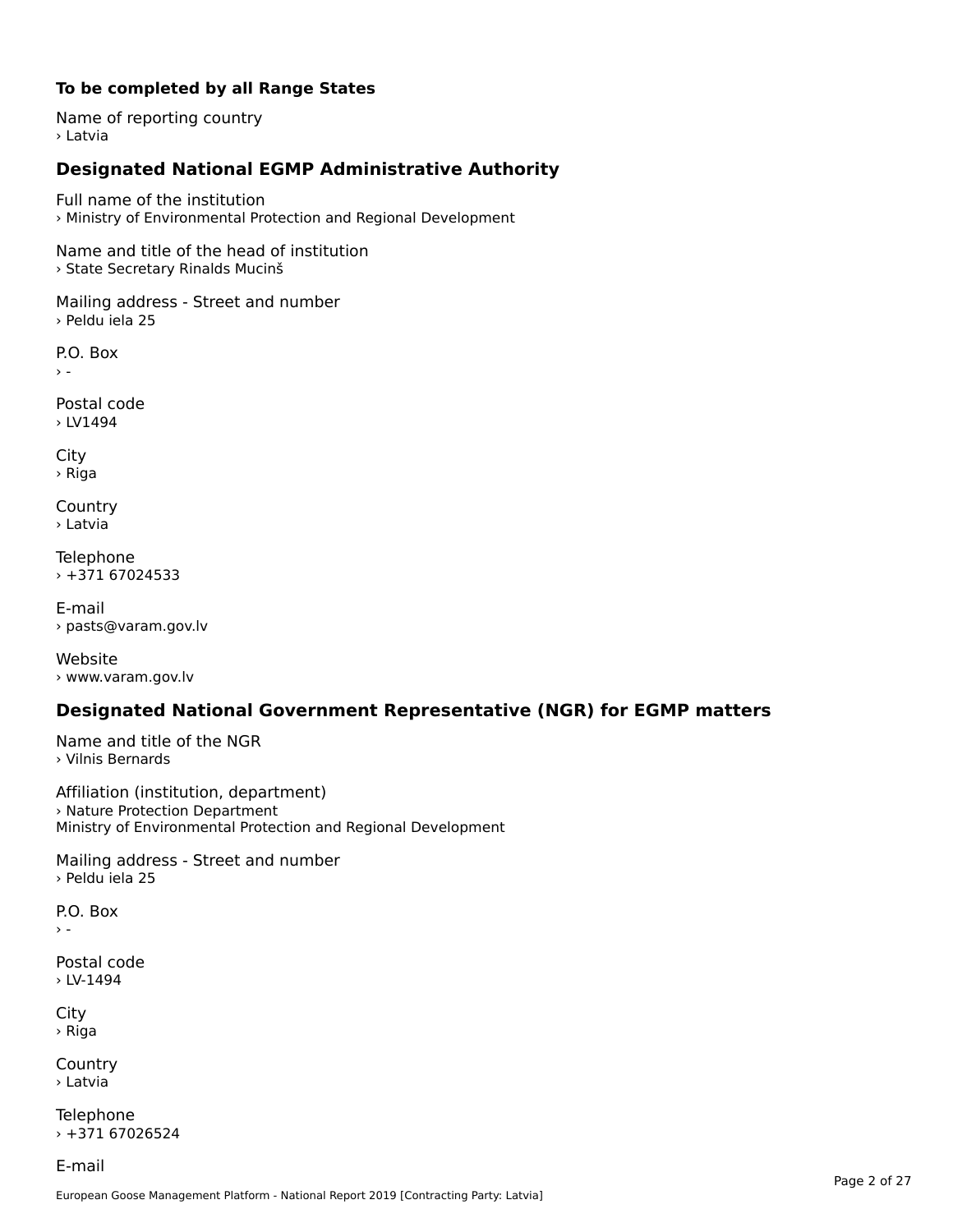**To be completed by all Range States**

Name of reporting country
› Latvia

## Designated National EGMP Administrative Authority

Full name of the institution
› Ministry of Environmental Protection and Regional Development

Name and title of the head of institution
› State Secretary Rinalds Mucinš

Mailing address - Street and number
› Peldu iela 25

P.O. Box
› -

Postal code
› LV1494

City
› Riga

Country
› Latvia

Telephone
› +371 67024533

E-mail
› pasts@varam.gov.lv

Website
› www.varam.gov.lv

## Designated National Government Representative (NGR) for EGMP matters

Name and title of the NGR
› Vilnis Bernards

Affiliation (institution, department)
› Nature Protection Department
Ministry of Environmental Protection and Regional Development

Mailing address - Street and number
› Peldu iela 25

P.O. Box
› -

Postal code
› LV-1494

City
› Riga

Country
› Latvia

Telephone
› +371 67026524

E-mail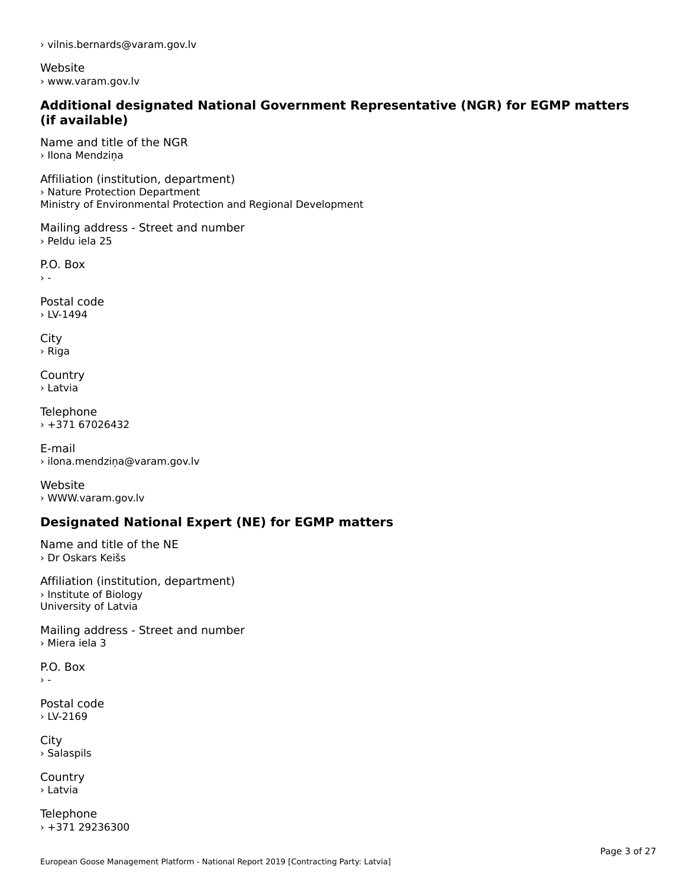› vilnis.bernards@varam.gov.lv

Website
› www.varam.gov.lv

### Additional designated National Government Representative (NGR) for EGMP matters (if available)

Name and title of the NGR
› Ilona Mendziņa

Affiliation (institution, department)
› Nature Protection Department
Ministry of Environmental Protection and Regional Development

Mailing address - Street and number
› Peldu iela 25

P.O. Box
› -

Postal code
› LV-1494

City
› Riga

Country
› Latvia

Telephone
› +371 67026432

E-mail
› ilona.mendziņa@varam.gov.lv

Website
› WWW.varam.gov.lv

### Designated National Expert (NE) for EGMP matters

Name and title of the NE
› Dr Oskars Keišs

Affiliation (institution, department)
› Institute of Biology
University of Latvia

Mailing address - Street and number
› Miera iela 3

P.O. Box
› -

Postal code
› LV-2169

City
› Salaspils

Country
› Latvia

Telephone
› +371 29236300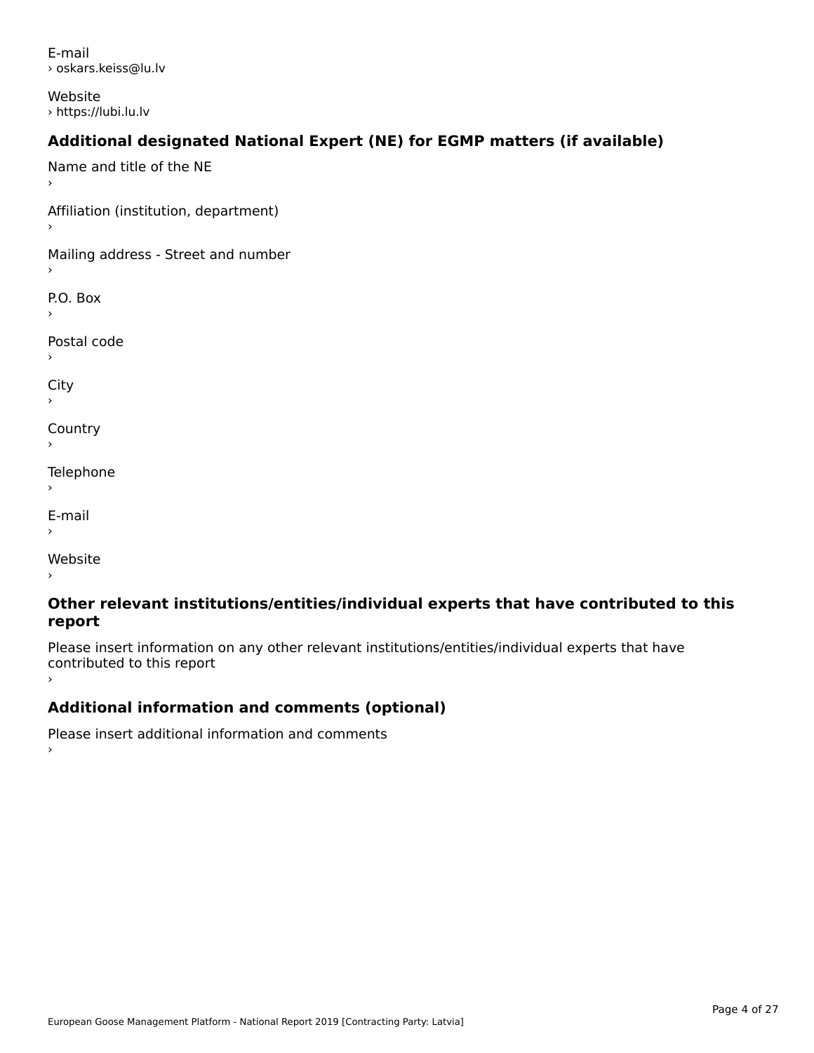E-mail
› oskars.keiss@lu.lv

Website
› https://lubi.lu.lv

## Additional designated National Expert (NE) for EGMP matters (if available)

Name and title of the NE
›

Affiliation (institution, department)
›

Mailing address - Street and number
›

P.O. Box
›

Postal code
›

City
›

Country
›

Telephone
›

E-mail
›

Website
›

## Other relevant institutions/entities/individual experts that have contributed to this report

Please insert information on any other relevant institutions/entities/individual experts that have contributed to this report
›

## Additional information and comments (optional)

Please insert additional information and comments
›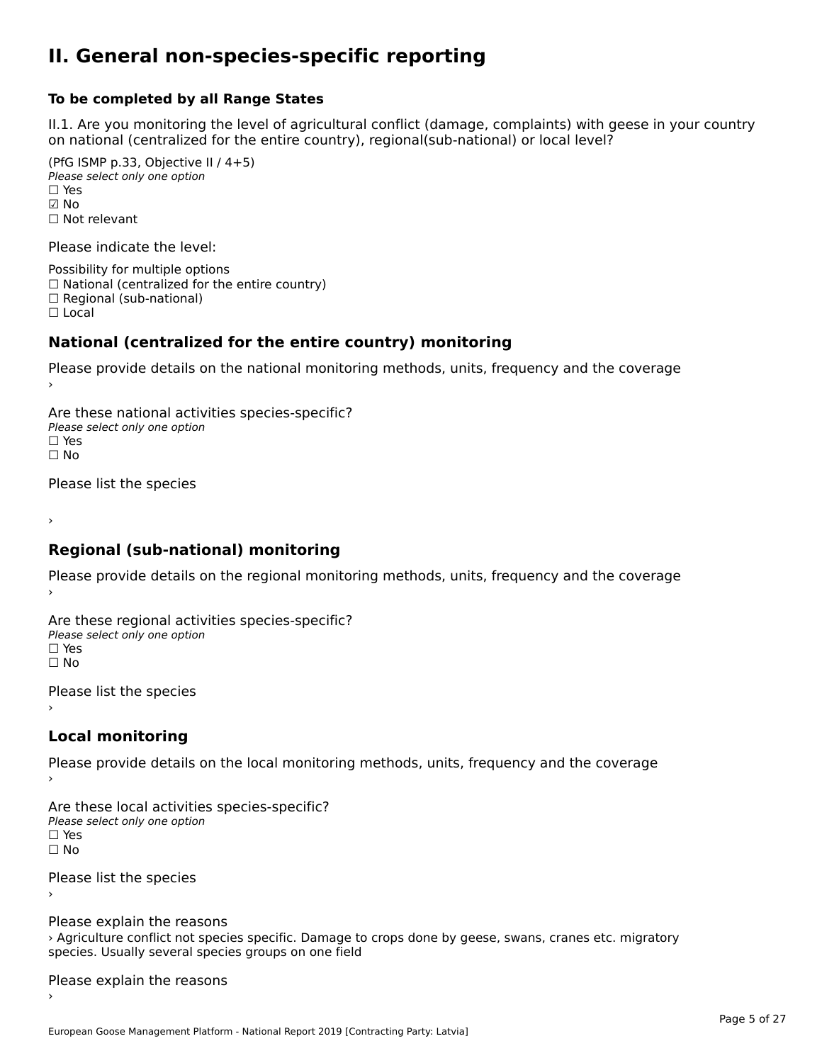# II. General non-species-specific reporting

**To be completed by all Range States**

II.1. Are you monitoring the level of agricultural conflict (damage, complaints) with geese in your country on national (centralized for the entire country), regional(sub-national) or local level?

(PfG ISMP p.33, Objective II / 4+5)
*Please select only one option*
☐ Yes
☑ No
☐ Not relevant

Please indicate the level:

Possibility for multiple options
☐ National (centralized for the entire country)
☐ Regional (sub-national)
☐ Local

## National (centralized for the entire country) monitoring

Please provide details on the national monitoring methods, units, frequency and the coverage
›

Are these national activities species-specific?
*Please select only one option*
☐ Yes
☐ No

Please list the species

›

## Regional (sub-national) monitoring

Please provide details on the regional monitoring methods, units, frequency and the coverage
›

Are these regional activities species-specific?
*Please select only one option*
☐ Yes
☐ No

Please list the species
›

## Local monitoring

Please provide details on the local monitoring methods, units, frequency and the coverage
›

Are these local activities species-specific?
*Please select only one option*
☐ Yes
☐ No

Please list the species
›

Please explain the reasons
› Agriculture conflict not species specific. Damage to crops done by geese, swans, cranes etc. migratory species. Usually several species groups on one field

Please explain the reasons
›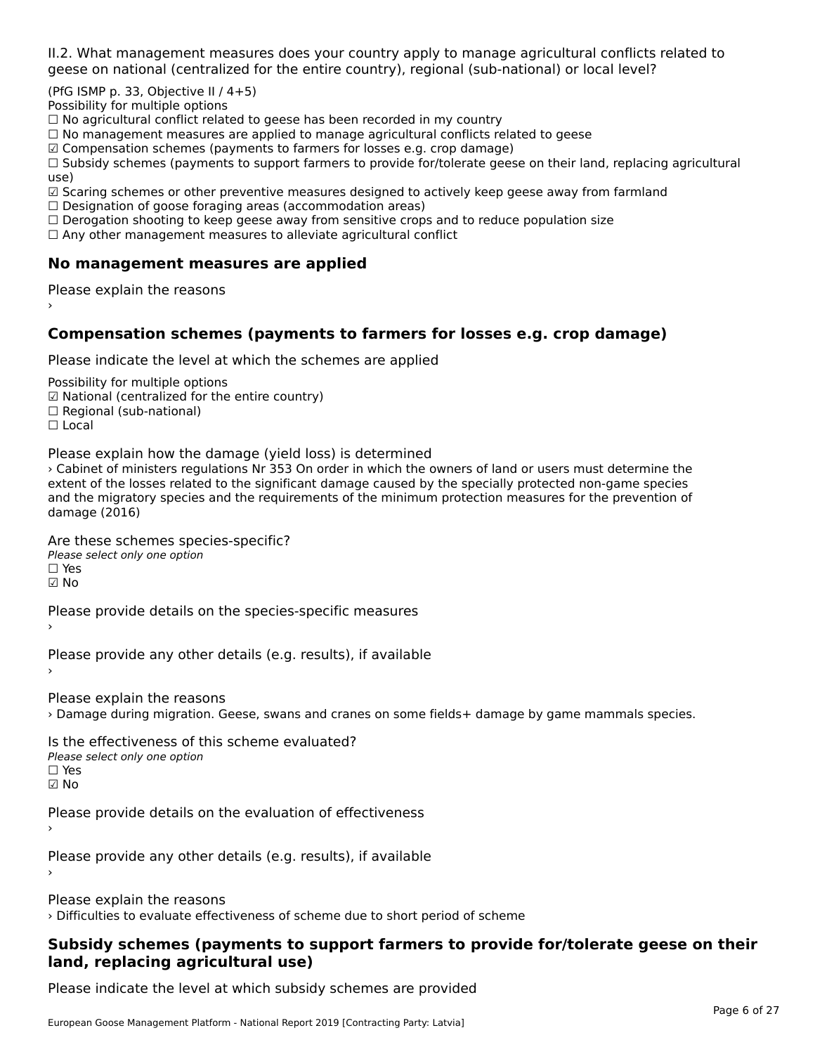II.2. What management measures does your country apply to manage agricultural conflicts related to geese on national (centralized for the entire country), regional (sub-national) or local level?

(PfG ISMP p. 33, Objective II / 4+5)
Possibility for multiple options
☐ No agricultural conflict related to geese has been recorded in my country
☐ No management measures are applied to manage agricultural conflicts related to geese
☑ Compensation schemes (payments to farmers for losses e.g. crop damage)
☐ Subsidy schemes (payments to support farmers to provide for/tolerate geese on their land, replacing agricultural use)
☑ Scaring schemes or other preventive measures designed to actively keep geese away from farmland
☐ Designation of goose foraging areas (accommodation areas)
☐ Derogation shooting to keep geese away from sensitive crops and to reduce population size
☐ Any other management measures to alleviate agricultural conflict

## No management measures are applied

Please explain the reasons
›

## Compensation schemes (payments to farmers for losses e.g. crop damage)

Please indicate the level at which the schemes are applied

Possibility for multiple options
☑ National (centralized for the entire country)
☐ Regional (sub-national)
☐ Local

Please explain how the damage (yield loss) is determined
› Cabinet of ministers regulations Nr 353 On order in which the owners of land or users must determine the extent of the losses related to the significant damage caused by the specially protected non-game species and the migratory species and the requirements of the minimum protection measures for the prevention of damage (2016)

Are these schemes species-specific?
*Please select only one option*
☐ Yes
☑ No

Please provide details on the species-specific measures
›

Please provide any other details (e.g. results), if available
›

Please explain the reasons
› Damage during migration. Geese, swans and cranes on some fields+ damage by game mammals species.

Is the effectiveness of this scheme evaluated?
*Please select only one option*
☐ Yes
☑ No

Please provide details on the evaluation of effectiveness
›

Please provide any other details (e.g. results), if available
›

Please explain the reasons
› Difficulties to evaluate effectiveness of scheme due to short period of scheme

## Subsidy schemes (payments to support farmers to provide for/tolerate geese on their land, replacing agricultural use)

Please indicate the level at which subsidy schemes are provided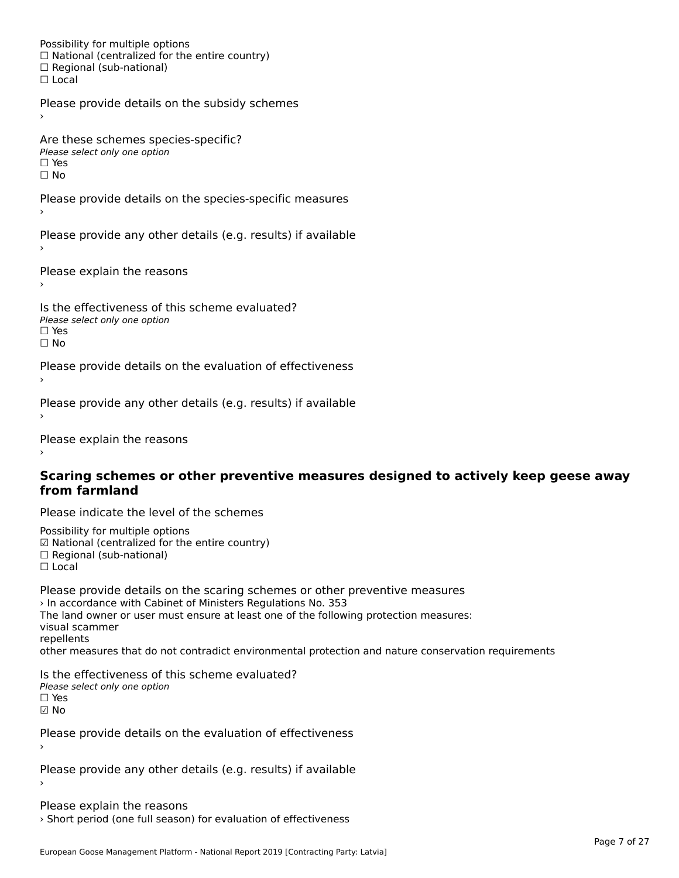Possibility for multiple options
☐ National (centralized for the entire country)
☐ Regional (sub-national)
☐ Local

Please provide details on the subsidy schemes
›

Are these schemes species-specific?
*Please select only one option*
☐ Yes
☐ No

Please provide details on the species-specific measures
›

Please provide any other details (e.g. results) if available
›

Please explain the reasons
›

Is the effectiveness of this scheme evaluated?
*Please select only one option*
☐ Yes
☐ No

Please provide details on the evaluation of effectiveness
›

Please provide any other details (e.g. results) if available
›

Please explain the reasons
›

## Scaring schemes or other preventive measures designed to actively keep geese away from farmland

Please indicate the level of the schemes

Possibility for multiple options
☑ National (centralized for the entire country)
☐ Regional (sub-national)
☐ Local

Please provide details on the scaring schemes or other preventive measures
› In accordance with Cabinet of Ministers Regulations No. 353
The land owner or user must ensure at least one of the following protection measures:
visual scammer
repellents
other measures that do not contradict environmental protection and nature conservation requirements

Is the effectiveness of this scheme evaluated?
*Please select only one option*
☐ Yes
☑ No

Please provide details on the evaluation of effectiveness
›

Please provide any other details (e.g. results) if available
›

Please explain the reasons
› Short period (one full season) for evaluation of effectiveness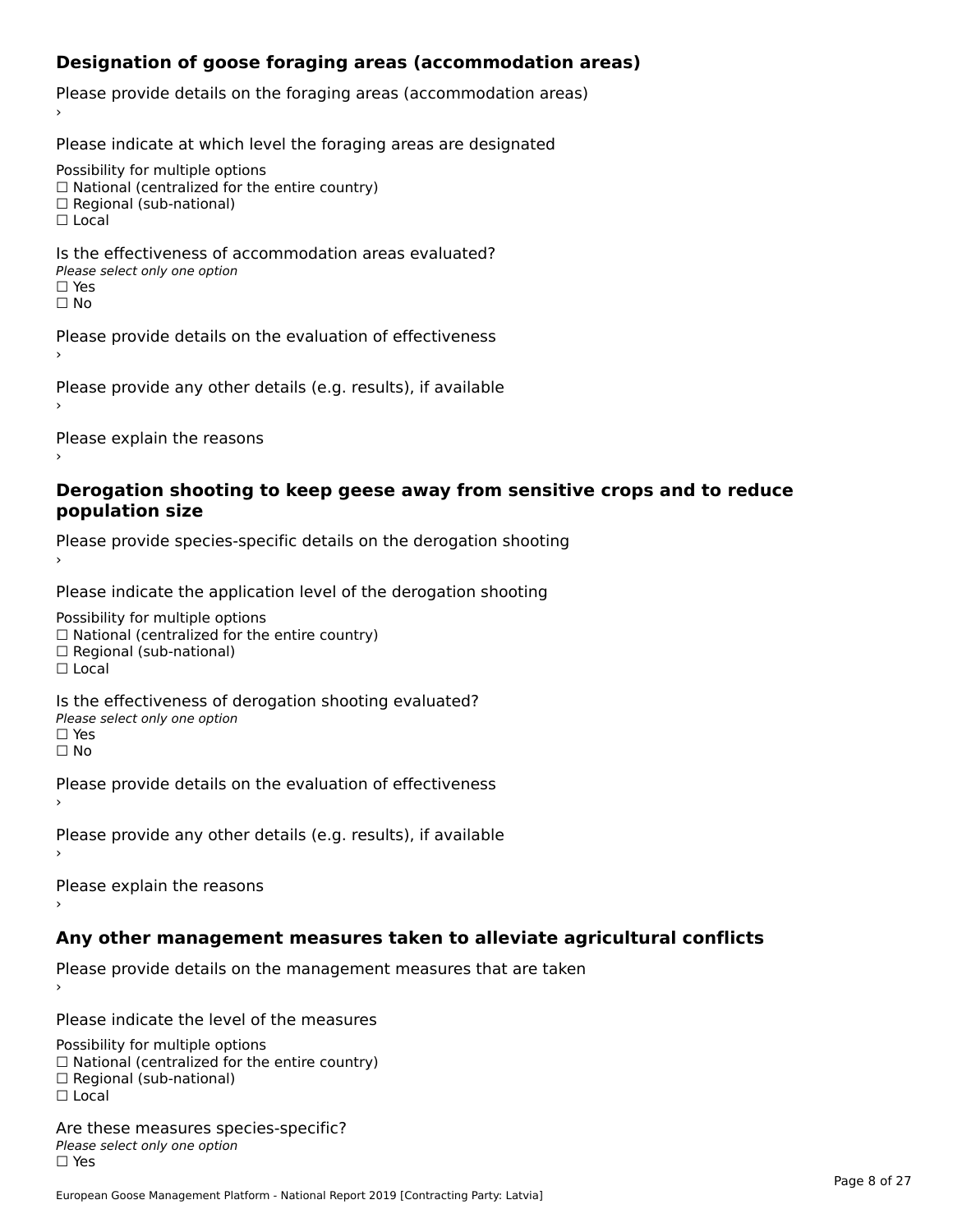## Designation of goose foraging areas (accommodation areas)

Please provide details on the foraging areas (accommodation areas)

›

Please indicate at which level the foraging areas are designated

Possibility for multiple options
☐ National (centralized for the entire country)
☐ Regional (sub-national)
☐ Local

Is the effectiveness of accommodation areas evaluated?
*Please select only one option*
☐ Yes
☐ No

Please provide details on the evaluation of effectiveness

›

Please provide any other details (e.g. results), if available

›

Please explain the reasons

›

## Derogation shooting to keep geese away from sensitive crops and to reduce population size

Please provide species-specific details on the derogation shooting

›

Please indicate the application level of the derogation shooting

Possibility for multiple options
☐ National (centralized for the entire country)
☐ Regional (sub-national)
☐ Local

Is the effectiveness of derogation shooting evaluated?
*Please select only one option*
☐ Yes
☐ No

Please provide details on the evaluation of effectiveness

›

Please provide any other details (e.g. results), if available

›

Please explain the reasons

›

## Any other management measures taken to alleviate agricultural conflicts

Please provide details on the management measures that are taken

›

Please indicate the level of the measures

Possibility for multiple options
☐ National (centralized for the entire country)
☐ Regional (sub-national)
☐ Local

Are these measures species-specific?
*Please select only one option*
☐ Yes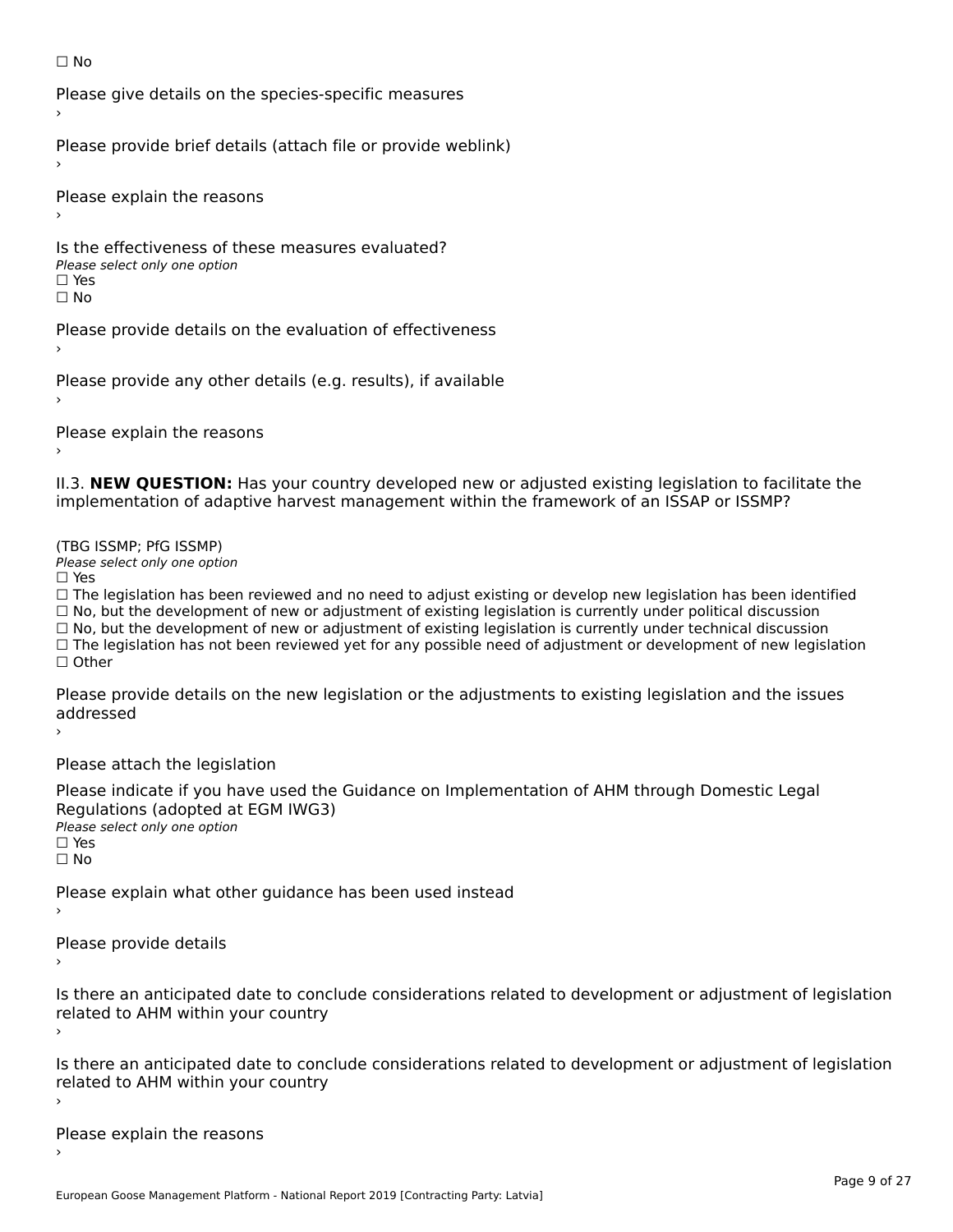☐ No

Please give details on the species-specific measures

›

Please provide brief details (attach file or provide weblink)

›

Please explain the reasons

›

Is the effectiveness of these measures evaluated?

*Please select only one option*

☐ Yes

☐ No

Please provide details on the evaluation of effectiveness

›

Please provide any other details (e.g. results), if available

›

Please explain the reasons

›

II.3. **NEW QUESTION:** Has your country developed new or adjusted existing legislation to facilitate the implementation of adaptive harvest management within the framework of an ISSAP or ISSMP?

(TBG ISSMP; PfG ISSMP)

*Please select only one option*

☐ Yes

☐ The legislation has been reviewed and no need to adjust existing or develop new legislation has been identified

☐ No, but the development of new or adjustment of existing legislation is currently under political discussion

☐ No, but the development of new or adjustment of existing legislation is currently under technical discussion

☐ The legislation has not been reviewed yet for any possible need of adjustment or development of new legislation

☐ Other

Please provide details on the new legislation or the adjustments to existing legislation and the issues addressed

›

Please attach the legislation

Please indicate if you have used the Guidance on Implementation of AHM through Domestic Legal Regulations (adopted at EGM IWG3)

*Please select only one option*

☐ Yes

☐ No

Please explain what other guidance has been used instead

›

Please provide details

›

Is there an anticipated date to conclude considerations related to development or adjustment of legislation related to AHM within your country

›

Is there an anticipated date to conclude considerations related to development or adjustment of legislation related to AHM within your country

›

Please explain the reasons

›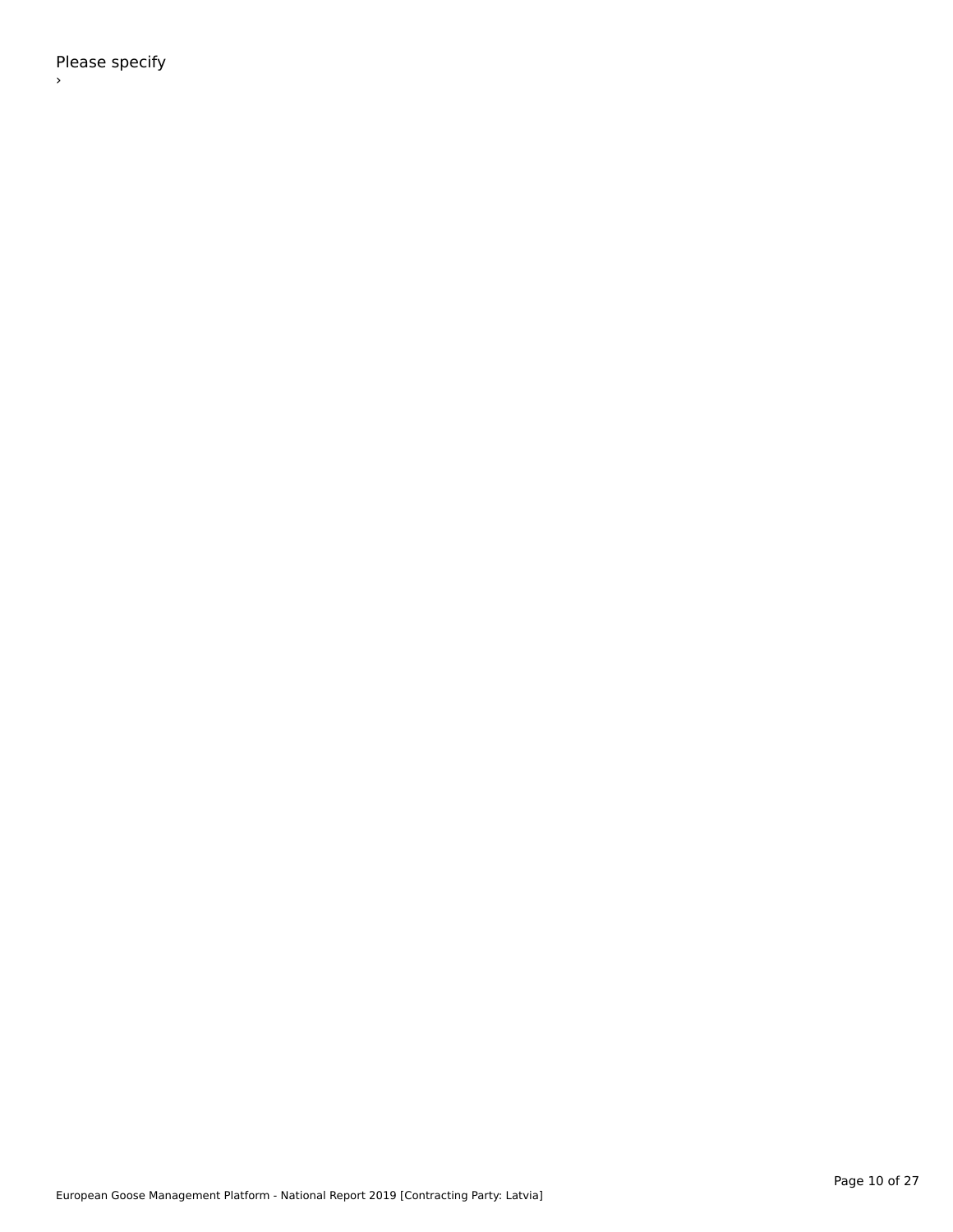Please specify

›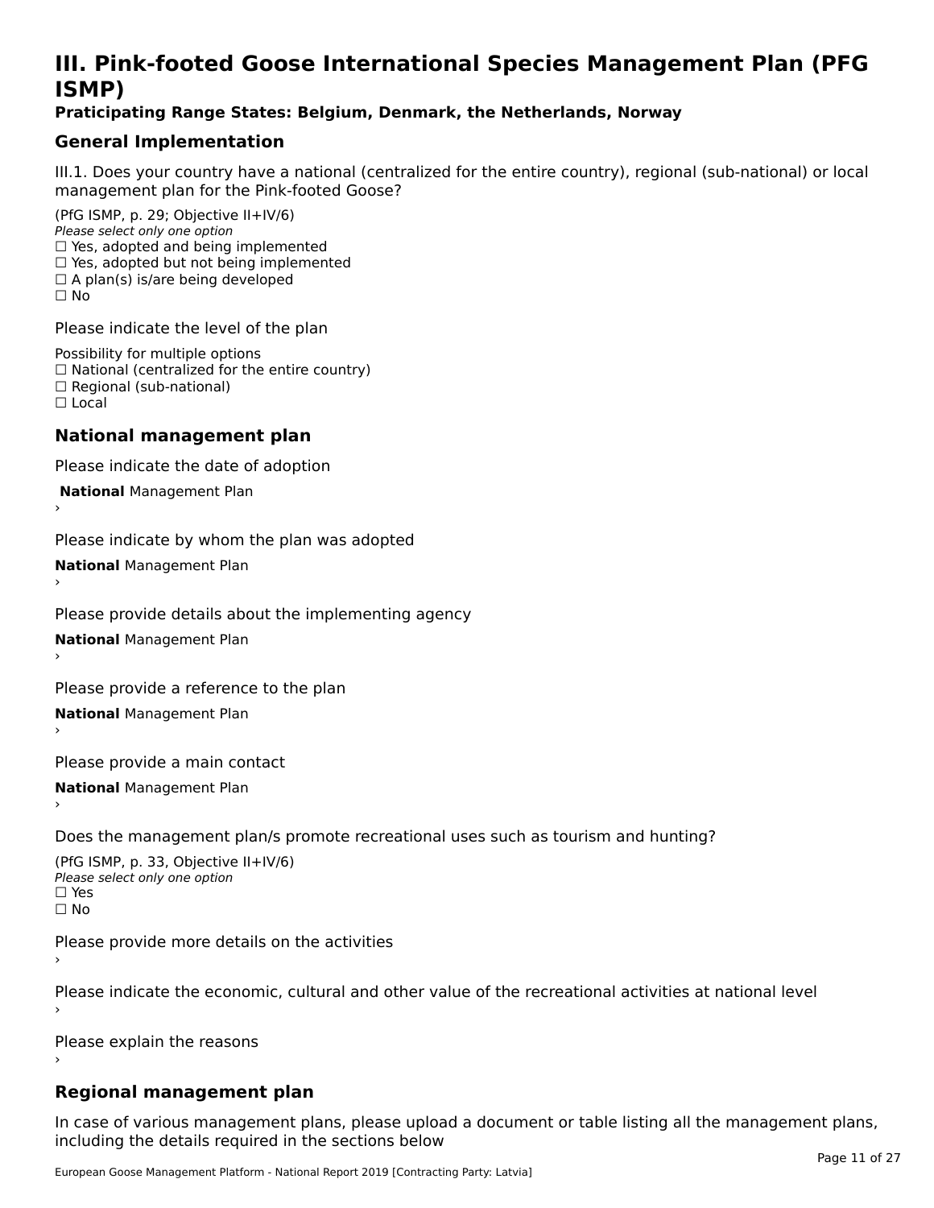# III. Pink-footed Goose International Species Management Plan (PFG ISMP)

### Praticipating Range States: Belgium, Denmark, the Netherlands, Norway

## General Implementation

III.1. Does your country have a national (centralized for the entire country), regional (sub-national) or local management plan for the Pink-footed Goose?

(PfG ISMP, p. 29; Objective II+IV/6)
*Please select only one option*
☐ Yes, adopted and being implemented
☐ Yes, adopted but not being implemented
☐ A plan(s) is/are being developed
☐ No

Please indicate the level of the plan

Possibility for multiple options
☐ National (centralized for the entire country)
☐ Regional (sub-national)
☐ Local

## National management plan

Please indicate the date of adoption

**National** Management Plan
›

Please indicate by whom the plan was adopted

**National** Management Plan
›

Please provide details about the implementing agency

**National** Management Plan
›

Please provide a reference to the plan

**National** Management Plan
›

Please provide a main contact

**National** Management Plan
›

Does the management plan/s promote recreational uses such as tourism and hunting?

(PfG ISMP, p. 33, Objective II+IV/6)
*Please select only one option*
☐ Yes
☐ No

Please provide more details on the activities
›

Please indicate the economic, cultural and other value of the recreational activities at national level
›

Please explain the reasons
›

## Regional management plan

In case of various management plans, please upload a document or table listing all the management plans, including the details required in the sections below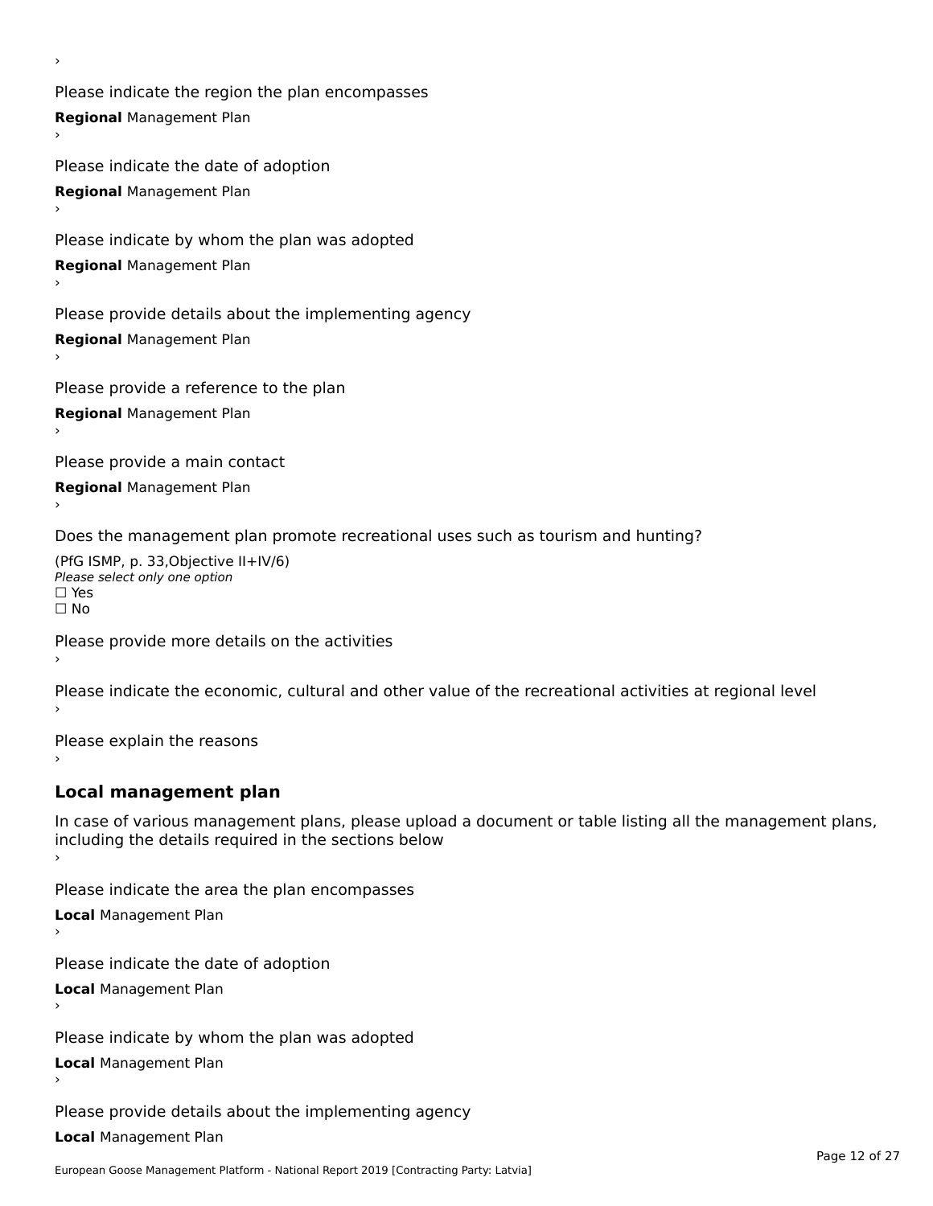›

Please indicate the region the plan encompasses

**Regional** Management Plan

›

Please indicate the date of adoption

**Regional** Management Plan

›

Please indicate by whom the plan was adopted

**Regional** Management Plan

›

Please provide details about the implementing agency

**Regional** Management Plan

›

Please provide a reference to the plan

**Regional** Management Plan

›

Please provide a main contact

**Regional** Management Plan

›

Does the management plan promote recreational uses such as tourism and hunting?

(PfG ISMP, p. 33,Objective II+IV/6)
*Please select only one option*
☐ Yes
☐ No

Please provide more details on the activities

›

Please indicate the economic, cultural and other value of the recreational activities at regional level

›

Please explain the reasons

›

## Local management plan

In case of various management plans, please upload a document or table listing all the management plans, including the details required in the sections below

›

Please indicate the area the plan encompasses

**Local** Management Plan

›

Please indicate the date of adoption

**Local** Management Plan

›

Please indicate by whom the plan was adopted

**Local** Management Plan

›

Please provide details about the implementing agency

**Local** Management Plan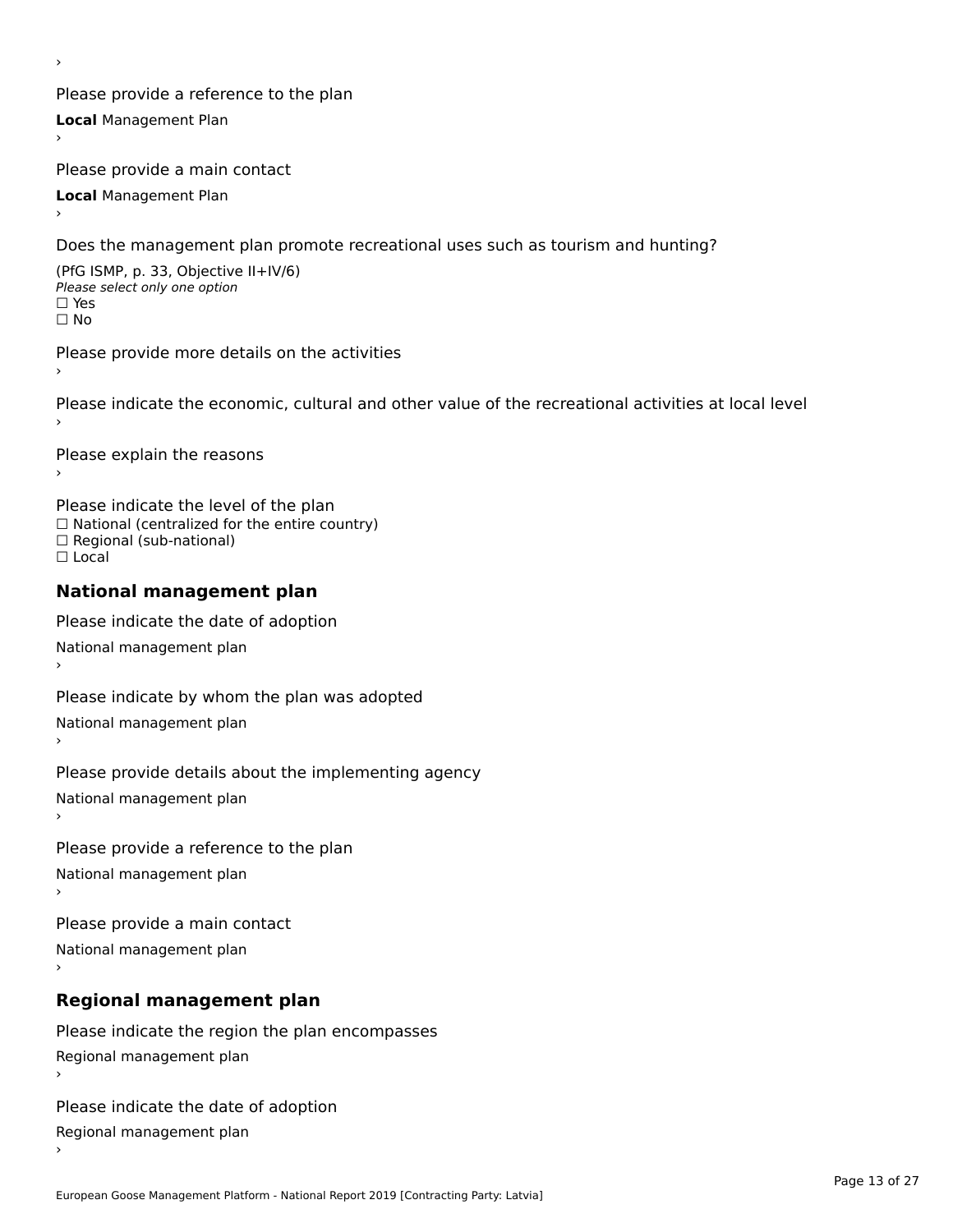›

Please provide a reference to the plan

**Local** Management Plan

›

Please provide a main contact

**Local** Management Plan

›

Does the management plan promote recreational uses such as tourism and hunting?

(PfG ISMP, p. 33, Objective II+IV/6)

*Please select only one option*

☐ Yes

☐ No

Please provide more details on the activities

›

Please indicate the economic, cultural and other value of the recreational activities at local level

›

Please explain the reasons

›

Please indicate the level of the plan

☐ National (centralized for the entire country)

☐ Regional (sub-national)

☐ Local

## National management plan

Please indicate the date of adoption

National management plan

›

Please indicate by whom the plan was adopted

National management plan

›

Please provide details about the implementing agency

National management plan

›

Please provide a reference to the plan

National management plan

›

Please provide a main contact

National management plan

›

## Regional management plan

Please indicate the region the plan encompasses

Regional management plan

›

Please indicate the date of adoption

Regional management plan

›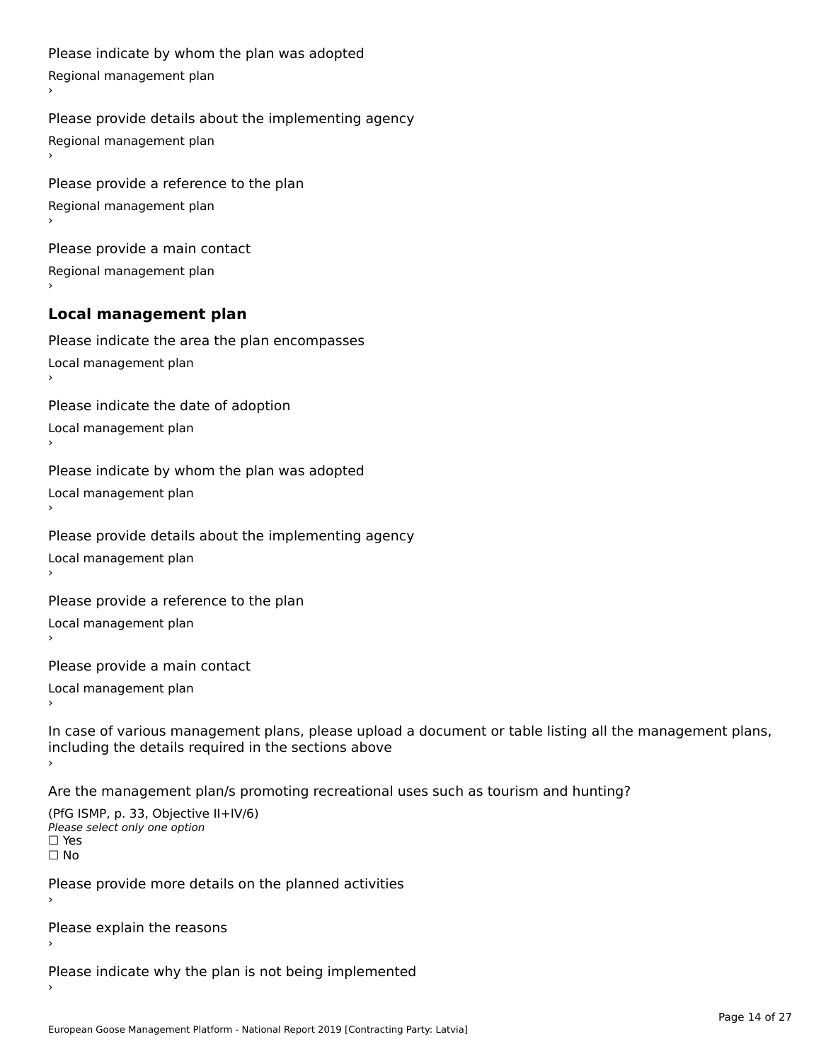Please indicate by whom the plan was adopted

Regional management plan

›

Please provide details about the implementing agency

Regional management plan

›

Please provide a reference to the plan

Regional management plan

›

Please provide a main contact

Regional management plan

›

## Local management plan

Please indicate the area the plan encompasses

Local management plan

›

Please indicate the date of adoption

Local management plan

›

Please indicate by whom the plan was adopted

Local management plan

›

Please provide details about the implementing agency

Local management plan

›

Please provide a reference to the plan

Local management plan

›

Please provide a main contact

Local management plan

›

In case of various management plans, please upload a document or table listing all the management plans, including the details required in the sections above

›

Are the management plan/s promoting recreational uses such as tourism and hunting?

(PfG ISMP, p. 33, Objective II+IV/6)
*Please select only one option*
☐ Yes
☐ No

Please provide more details on the planned activities

›

Please explain the reasons

›

Please indicate why the plan is not being implemented

›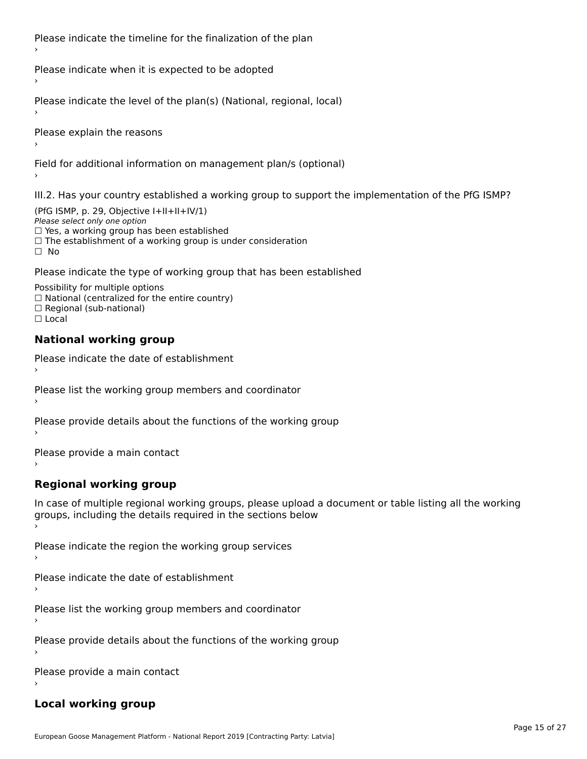Please indicate the timeline for the finalization of the plan

›

Please indicate when it is expected to be adopted

›

Please indicate the level of the plan(s) (National, regional, local)

›

Please explain the reasons

›

Field for additional information on management plan/s (optional)

›

III.2. Has your country established a working group to support the implementation of the PfG ISMP?

(PfG ISMP, p. 29, Objective I+II+II+IV/1)

*Please select only one option*

☐ Yes, a working group has been established

☐ The establishment of a working group is under consideration

☐ No

Please indicate the type of working group that has been established

Possibility for multiple options

☐ National (centralized for the entire country)

☐ Regional (sub-national)

☐ Local

## National working group

Please indicate the date of establishment

›

Please list the working group members and coordinator

›

Please provide details about the functions of the working group

›

Please provide a main contact

›

## Regional working group

In case of multiple regional working groups, please upload a document or table listing all the working groups, including the details required in the sections below

›

Please indicate the region the working group services

›

Please indicate the date of establishment

›

Please list the working group members and coordinator

›

Please provide details about the functions of the working group

›

Please provide a main contact

›

## Local working group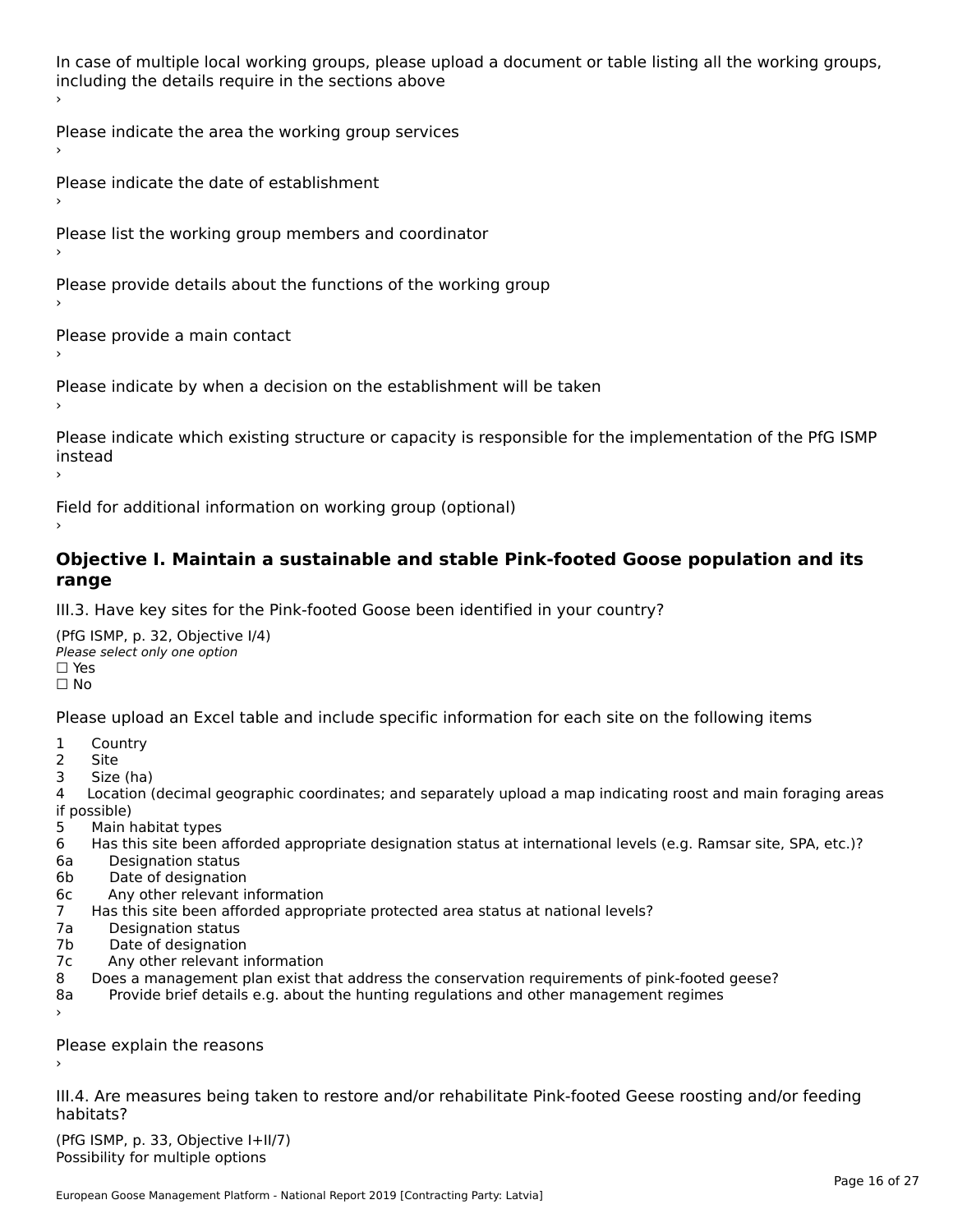In case of multiple local working groups, please upload a document or table listing all the working groups, including the details require in the sections above
›

Please indicate the area the working group services
›

Please indicate the date of establishment
›

Please list the working group members and coordinator
›

Please provide details about the functions of the working group
›

Please provide a main contact
›

Please indicate by when a decision on the establishment will be taken
›

Please indicate which existing structure or capacity is responsible for the implementation of the PfG ISMP instead
›

Field for additional information on working group (optional)
›

## Objective I. Maintain a sustainable and stable Pink-footed Goose population and its range

III.3. Have key sites for the Pink-footed Goose been identified in your country?

(PfG ISMP, p. 32, Objective I/4)
*Please select only one option*
☐ Yes
☐ No

Please upload an Excel table and include specific information for each site on the following items

1 Country
2 Site
3 Size (ha)
4 Location (decimal geographic coordinates; and separately upload a map indicating roost and main foraging areas if possible)
5 Main habitat types
6 Has this site been afforded appropriate designation status at international levels (e.g. Ramsar site, SPA, etc.)?
6a Designation status
6b Date of designation
6c Any other relevant information
7 Has this site been afforded appropriate protected area status at national levels?
7a Designation status
7b Date of designation
7c Any other relevant information
8 Does a management plan exist that address the conservation requirements of pink-footed geese?
8a Provide brief details e.g. about the hunting regulations and other management regimes
›

Please explain the reasons
›

III.4. Are measures being taken to restore and/or rehabilitate Pink-footed Geese roosting and/or feeding habitats?

(PfG ISMP, p. 33, Objective I+II/7)
Possibility for multiple options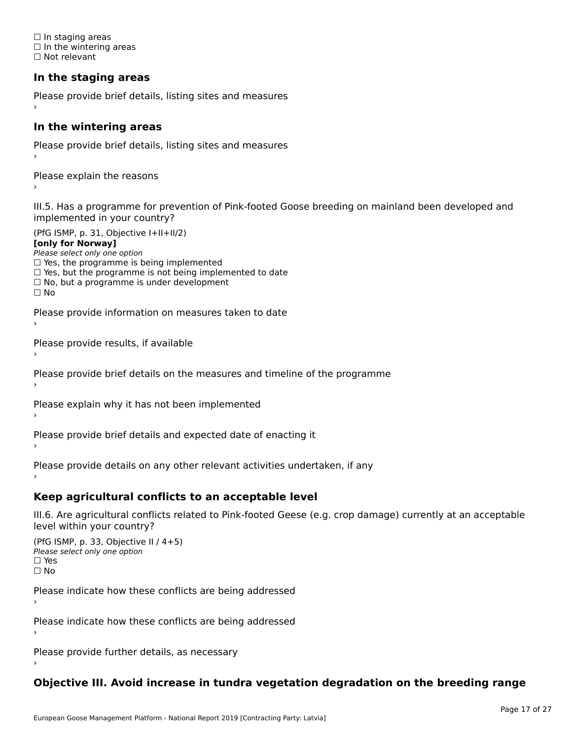☐ In staging areas
☐ In the wintering areas
☐ Not relevant

### In the staging areas

Please provide brief details, listing sites and measures
›

### In the wintering areas

Please provide brief details, listing sites and measures
›

Please explain the reasons
›

III.5. Has a programme for prevention of Pink-footed Goose breeding on mainland been developed and implemented in your country?

(PfG ISMP, p. 31, Objective I+II+II/2)
**[only for Norway]**
*Please select only one option*
☐ Yes, the programme is being implemented
☐ Yes, but the programme is not being implemented to date
☐ No, but a programme is under development
☐ No

Please provide information on measures taken to date
›

Please provide results, if available
›

Please provide brief details on the measures and timeline of the programme
›

Please explain why it has not been implemented
›

Please provide brief details and expected date of enacting it
›

Please provide details on any other relevant activities undertaken, if any
›

### Keep agricultural conflicts to an acceptable level

III.6. Are agricultural conflicts related to Pink-footed Geese (e.g. crop damage) currently at an acceptable level within your country?

(PfG ISMP, p. 33, Objective II / 4+5)
*Please select only one option*
☐ Yes
☐ No

Please indicate how these conflicts are being addressed
›

Please indicate how these conflicts are being addressed
›

Please provide further details, as necessary
›

### Objective III. Avoid increase in tundra vegetation degradation on the breeding range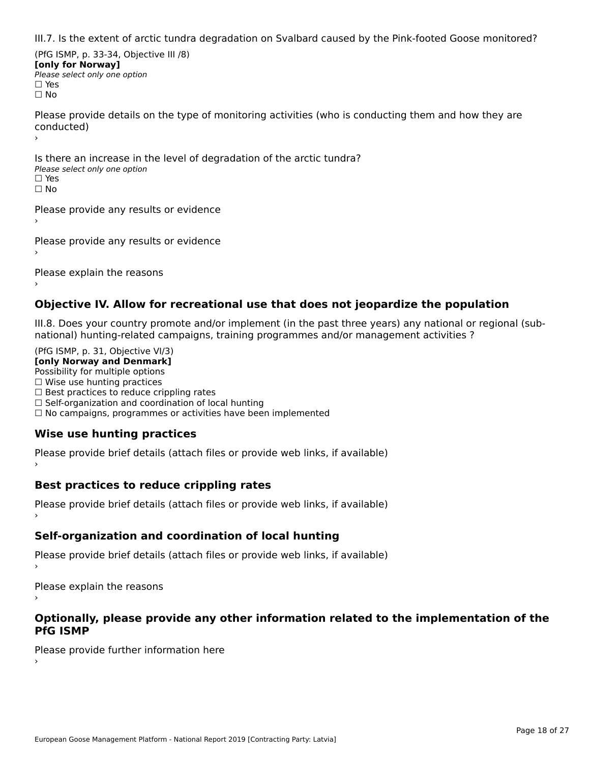III.7. Is the extent of arctic tundra degradation on Svalbard caused by the Pink-footed Goose monitored?

(PfG ISMP, p. 33-34, Objective III /8)
**[only for Norway]**
*Please select only one option*
☐ Yes
☐ No

Please provide details on the type of monitoring activities (who is conducting them and how they are conducted)
›

Is there an increase in the level of degradation of the arctic tundra?
*Please select only one option*
☐ Yes
☐ No

Please provide any results or evidence
›

Please provide any results or evidence
›

Please explain the reasons
›

## Objective IV. Allow for recreational use that does not jeopardize the population

III.8. Does your country promote and/or implement (in the past three years) any national or regional (sub-national) hunting-related campaigns, training programmes and/or management activities ?

(PfG ISMP, p. 31, Objective VI/3)
**[only Norway and Denmark]**
Possibility for multiple options
☐ Wise use hunting practices
☐ Best practices to reduce crippling rates
☐ Self-organization and coordination of local hunting
☐ No campaigns, programmes or activities have been implemented

### Wise use hunting practices

Please provide brief details (attach files or provide web links, if available)
›

### Best practices to reduce crippling rates

Please provide brief details (attach files or provide web links, if available)
›

### Self-organization and coordination of local hunting

Please provide brief details (attach files or provide web links, if available)
›

Please explain the reasons
›

### Optionally, please provide any other information related to the implementation of the PfG ISMP

Please provide further information here
›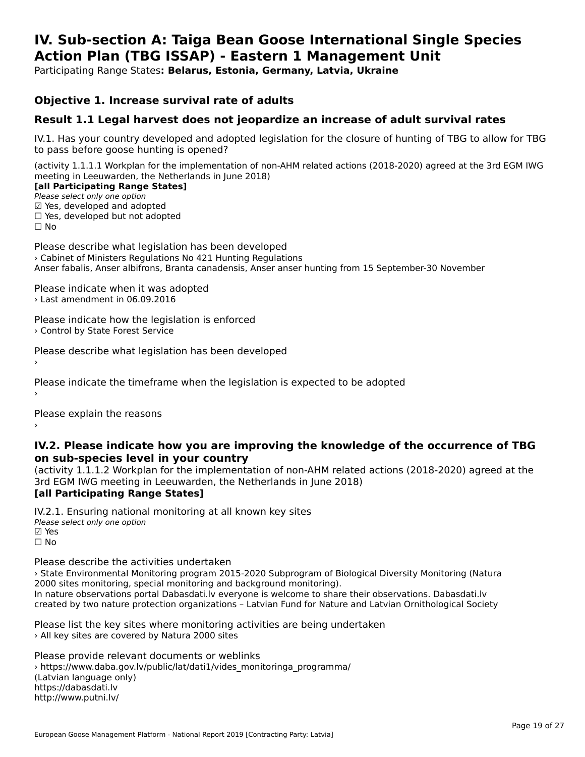# IV. Sub-section A: Taiga Bean Goose International Single Species Action Plan (TBG ISSAP) - Eastern 1 Management Unit

Participating Range States**: Belarus, Estonia, Germany, Latvia, Ukraine**

## Objective 1. Increase survival rate of adults

### Result 1.1 Legal harvest does not jeopardize an increase of adult survival rates

IV.1. Has your country developed and adopted legislation for the closure of hunting of TBG to allow for TBG to pass before goose hunting is opened?

(activity 1.1.1.1 Workplan for the implementation of non-AHM related actions (2018-2020) agreed at the 3rd EGM IWG meeting in Leeuwarden, the Netherlands in June 2018)
**[all Participating Range States]**
*Please select only one option*
☑ Yes, developed and adopted
☐ Yes, developed but not adopted
☐ No

Please describe what legislation has been developed
› Cabinet of Ministers Regulations No 421 Hunting Regulations
Anser fabalis, Anser albifrons, Branta canadensis, Anser anser hunting from 15 September-30 November

Please indicate when it was adopted
› Last amendment in 06.09.2016

Please indicate how the legislation is enforced
› Control by State Forest Service

Please describe what legislation has been developed
›

Please indicate the timeframe when the legislation is expected to be adopted
›

Please explain the reasons
›

### IV.2. Please indicate how you are improving the knowledge of the occurrence of TBG on sub-species level in your country

(activity 1.1.1.2 Workplan for the implementation of non-AHM related actions (2018-2020) agreed at the 3rd EGM IWG meeting in Leeuwarden, the Netherlands in June 2018)
**[all Participating Range States]**

IV.2.1. Ensuring national monitoring at all known key sites
*Please select only one option*
☑ Yes
☐ No

Please describe the activities undertaken
› State Environmental Monitoring program 2015-2020 Subprogram of Biological Diversity Monitoring (Natura 2000 sites monitoring, special monitoring and background monitoring).
In nature observations portal Dabasdati.lv everyone is welcome to share their observations. Dabasdati.lv created by two nature protection organizations – Latvian Fund for Nature and Latvian Ornithological Society

Please list the key sites where monitoring activities are being undertaken
› All key sites are covered by Natura 2000 sites

Please provide relevant documents or weblinks
› https://www.daba.gov.lv/public/lat/dati1/vides_monitoringa_programma/
(Latvian language only)
https://dabasdati.lv
http://www.putni.lv/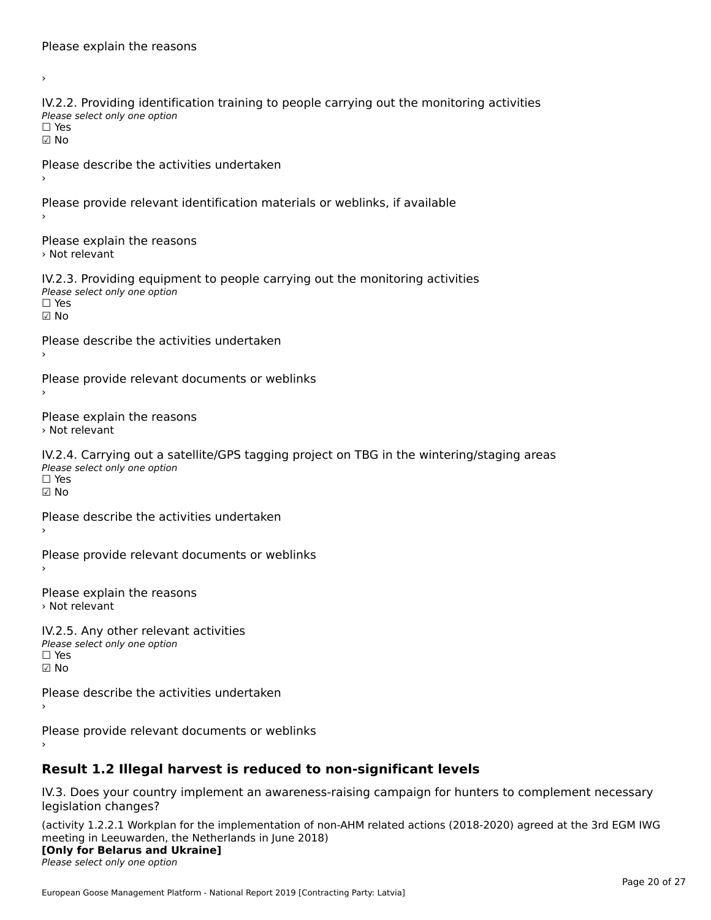Please explain the reasons

›

IV.2.2. Providing identification training to people carrying out the monitoring activities
*Please select only one option*
☐ Yes
☑ No

Please describe the activities undertaken
›

Please provide relevant identification materials or weblinks, if available
›

Please explain the reasons
› Not relevant

IV.2.3. Providing equipment to people carrying out the monitoring activities
*Please select only one option*
☐ Yes
☑ No

Please describe the activities undertaken
›

Please provide relevant documents or weblinks
›

Please explain the reasons
› Not relevant

IV.2.4. Carrying out a satellite/GPS tagging project on TBG in the wintering/staging areas
*Please select only one option*
☐ Yes
☑ No

Please describe the activities undertaken
›

Please provide relevant documents or weblinks
›

Please explain the reasons
› Not relevant

IV.2.5. Any other relevant activities
*Please select only one option*
☐ Yes
☑ No

Please describe the activities undertaken
›

Please provide relevant documents or weblinks
›

## Result 1.2 Illegal harvest is reduced to non-significant levels

IV.3. Does your country implement an awareness-raising campaign for hunters to complement necessary legislation changes?

(activity 1.2.2.1 Workplan for the implementation of non-AHM related actions (2018-2020) agreed at the 3rd EGM IWG meeting in Leeuwarden, the Netherlands in June 2018)
**[Only for Belarus and Ukraine]**
*Please select only one option*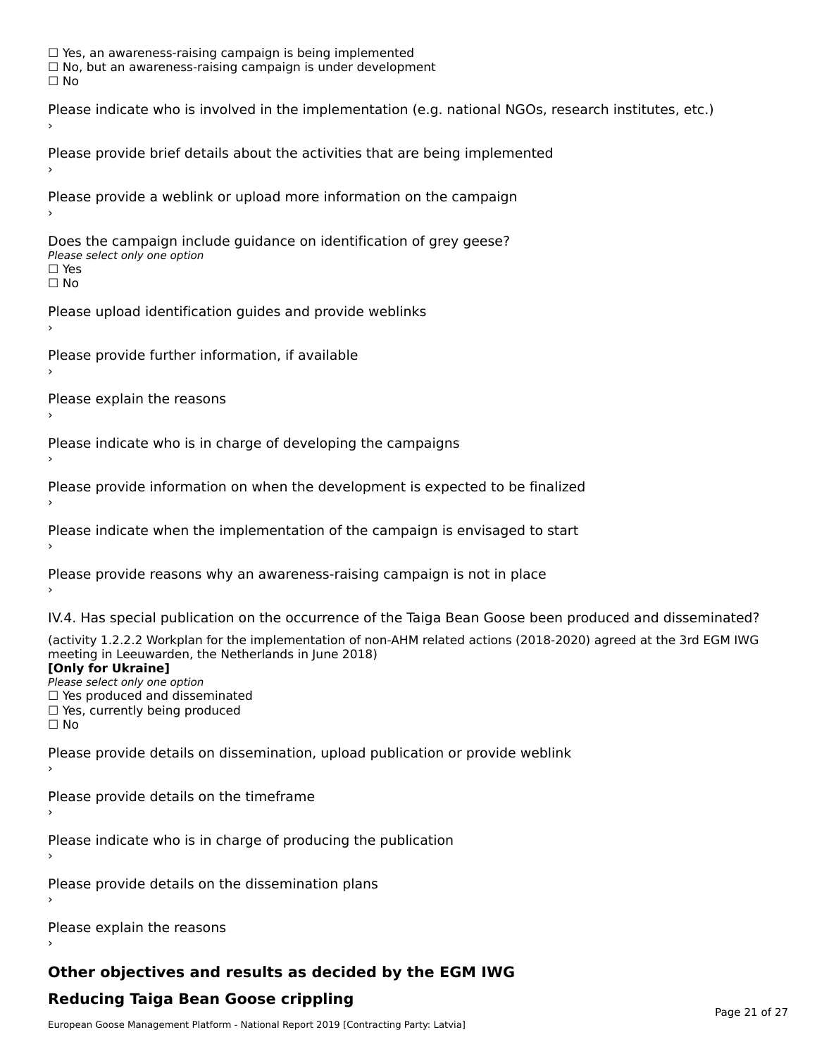☐ Yes, an awareness-raising campaign is being implemented
☐ No, but an awareness-raising campaign is under development
☐ No

Please indicate who is involved in the implementation (e.g. national NGOs, research institutes, etc.)
›

Please provide brief details about the activities that are being implemented
›

Please provide a weblink or upload more information on the campaign
›

Does the campaign include guidance on identification of grey geese?
*Please select only one option*
☐ Yes
☐ No

Please upload identification guides and provide weblinks
›

Please provide further information, if available
›

Please explain the reasons
›

Please indicate who is in charge of developing the campaigns
›

Please provide information on when the development is expected to be finalized
›

Please indicate when the implementation of the campaign is envisaged to start
›

Please provide reasons why an awareness-raising campaign is not in place
›

IV.4. Has special publication on the occurrence of the Taiga Bean Goose been produced and disseminated?

(activity 1.2.2.2 Workplan for the implementation of non-AHM related actions (2018-2020) agreed at the 3rd EGM IWG meeting in Leeuwarden, the Netherlands in June 2018)
**[Only for Ukraine]**
*Please select only one option*
☐ Yes produced and disseminated
☐ Yes, currently being produced
☐ No

Please provide details on dissemination, upload publication or provide weblink
›

Please provide details on the timeframe
›

Please indicate who is in charge of producing the publication
›

Please provide details on the dissemination plans
›

Please explain the reasons
›

## Other objectives and results as decided by the EGM IWG

## Reducing Taiga Bean Goose crippling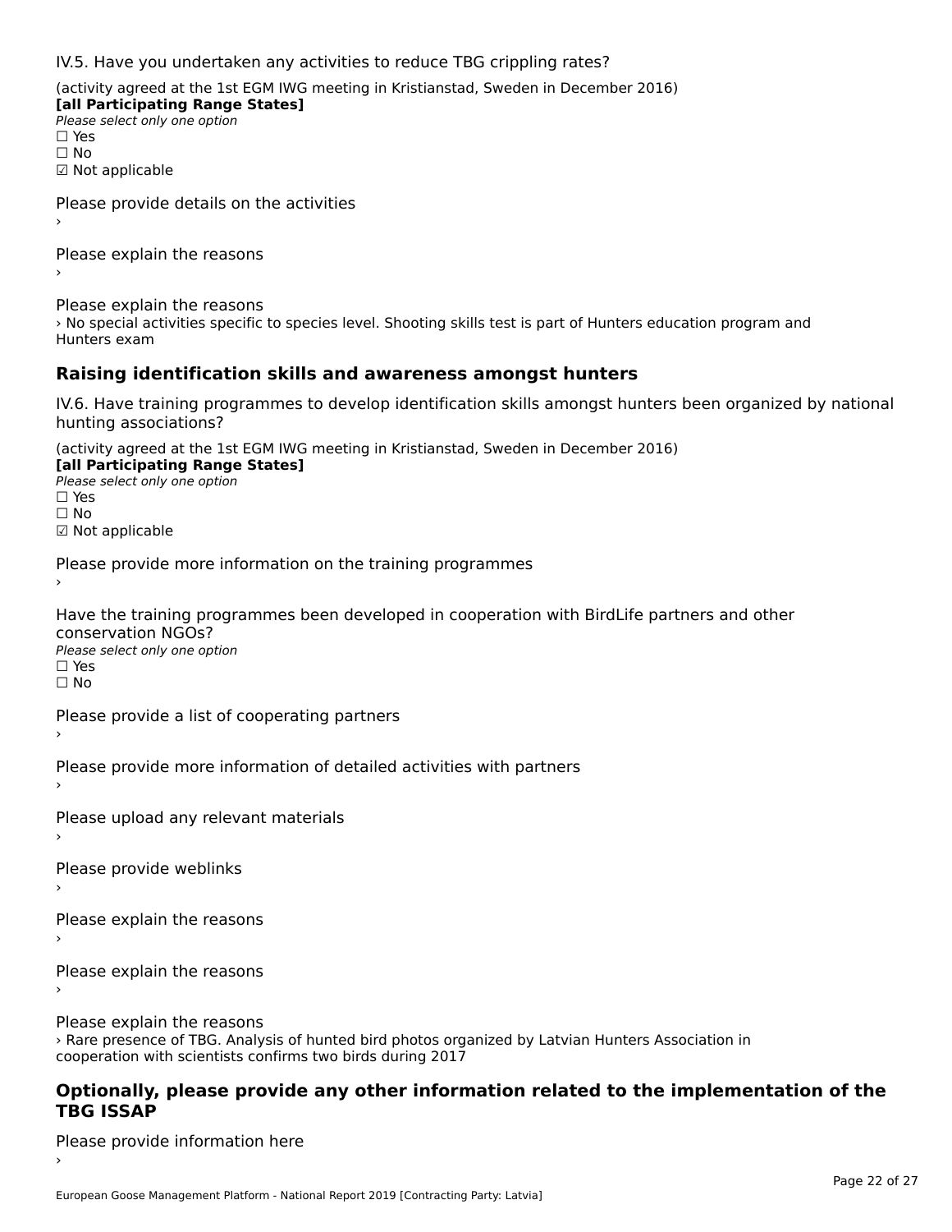IV.5. Have you undertaken any activities to reduce TBG crippling rates?

(activity agreed at the 1st EGM IWG meeting in Kristianstad, Sweden in December 2016)
**[all Participating Range States]**
*Please select only one option*
☐ Yes
☐ No
☑ Not applicable

Please provide details on the activities
›

Please explain the reasons
›

Please explain the reasons
› No special activities specific to species level. Shooting skills test is part of Hunters education program and Hunters exam

## Raising identification skills and awareness amongst hunters

IV.6. Have training programmes to develop identification skills amongst hunters been organized by national hunting associations?

(activity agreed at the 1st EGM IWG meeting in Kristianstad, Sweden in December 2016)
**[all Participating Range States]**
*Please select only one option*
☐ Yes
☐ No
☑ Not applicable

Please provide more information on the training programmes
›

Have the training programmes been developed in cooperation with BirdLife partners and other conservation NGOs?
*Please select only one option*
☐ Yes
☐ No

Please provide a list of cooperating partners
›

Please provide more information of detailed activities with partners
›

Please upload any relevant materials
›

Please provide weblinks
›

Please explain the reasons
›

Please explain the reasons
›

Please explain the reasons
› Rare presence of TBG. Analysis of hunted bird photos organized by Latvian Hunters Association in cooperation with scientists confirms two birds during 2017

## Optionally, please provide any other information related to the implementation of the TBG ISSAP

Please provide information here
›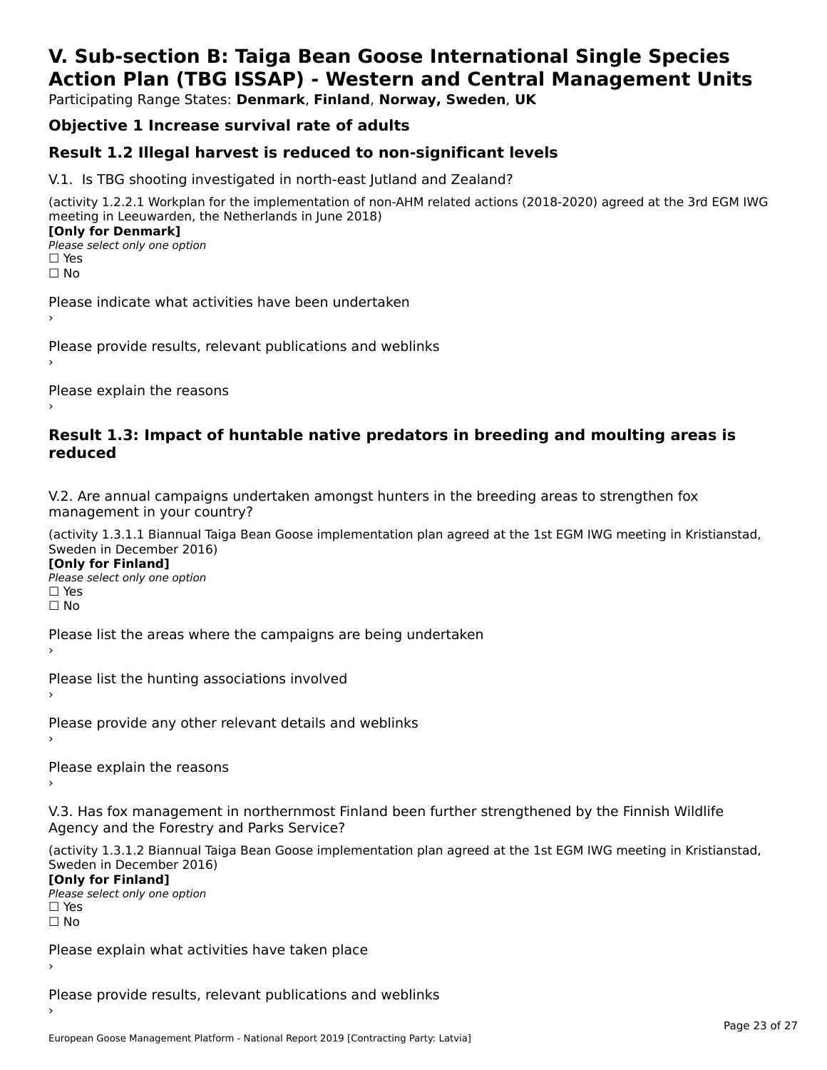# V. Sub-section B: Taiga Bean Goose International Single Species Action Plan (TBG ISSAP) - Western and Central Management Units

Participating Range States: **Denmark**, **Finland**, **Norway, Sweden**, **UK**

## Objective 1 Increase survival rate of adults

## Result 1.2 Illegal harvest is reduced to non-significant levels

V.1. Is TBG shooting investigated in north-east Jutland and Zealand?

(activity 1.2.2.1 Workplan for the implementation of non-AHM related actions (2018-2020) agreed at the 3rd EGM IWG meeting in Leeuwarden, the Netherlands in June 2018)

**[Only for Denmark]**

*Please select only one option*

☐ Yes

☐ No

Please indicate what activities have been undertaken

›

Please provide results, relevant publications and weblinks

›

Please explain the reasons

›

## Result 1.3: Impact of huntable native predators in breeding and moulting areas is reduced

V.2. Are annual campaigns undertaken amongst hunters in the breeding areas to strengthen fox management in your country?

(activity 1.3.1.1 Biannual Taiga Bean Goose implementation plan agreed at the 1st EGM IWG meeting in Kristianstad, Sweden in December 2016)

**[Only for Finland]**

*Please select only one option*

☐ Yes

☐ No

Please list the areas where the campaigns are being undertaken

›

Please list the hunting associations involved

›

Please provide any other relevant details and weblinks

›

Please explain the reasons

›

V.3. Has fox management in northernmost Finland been further strengthened by the Finnish Wildlife Agency and the Forestry and Parks Service?

(activity 1.3.1.2 Biannual Taiga Bean Goose implementation plan agreed at the 1st EGM IWG meeting in Kristianstad, Sweden in December 2016)

**[Only for Finland]**

*Please select only one option*

☐ Yes

☐ No

Please explain what activities have taken place

›

Please provide results, relevant publications and weblinks

›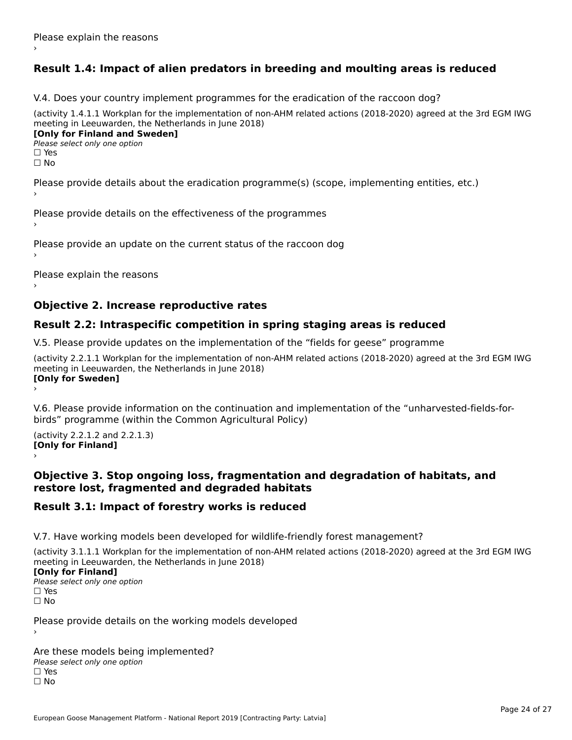Please explain the reasons

›

## Result 1.4: Impact of alien predators in breeding and moulting areas is reduced

V.4. Does your country implement programmes for the eradication of the raccoon dog?

(activity 1.4.1.1 Workplan for the implementation of non-AHM related actions (2018-2020) agreed at the 3rd EGM IWG meeting in Leeuwarden, the Netherlands in June 2018)

**[Only for Finland and Sweden]**

*Please select only one option*

☐ Yes

☐ No

Please provide details about the eradication programme(s) (scope, implementing entities, etc.)

›

Please provide details on the effectiveness of the programmes

›

Please provide an update on the current status of the raccoon dog

›

Please explain the reasons

›

## Objective 2. Increase reproductive rates

## Result 2.2: Intraspecific competition in spring staging areas is reduced

V.5. Please provide updates on the implementation of the "fields for geese" programme

(activity 2.2.1.1 Workplan for the implementation of non-AHM related actions (2018-2020) agreed at the 3rd EGM IWG meeting in Leeuwarden, the Netherlands in June 2018)

**[Only for Sweden]**

›

V.6. Please provide information on the continuation and implementation of the "unharvested-fields-for-birds" programme (within the Common Agricultural Policy)

(activity 2.2.1.2 and 2.2.1.3)

**[Only for Finland]**

›

## Objective 3. Stop ongoing loss, fragmentation and degradation of habitats, and restore lost, fragmented and degraded habitats

## Result 3.1: Impact of forestry works is reduced

V.7. Have working models been developed for wildlife-friendly forest management?

(activity 3.1.1.1 Workplan for the implementation of non-AHM related actions (2018-2020) agreed at the 3rd EGM IWG meeting in Leeuwarden, the Netherlands in June 2018)

**[Only for Finland]**

*Please select only one option*

☐ Yes

☐ No

Please provide details on the working models developed

›

Are these models being implemented?

*Please select only one option*

☐ Yes

☐ No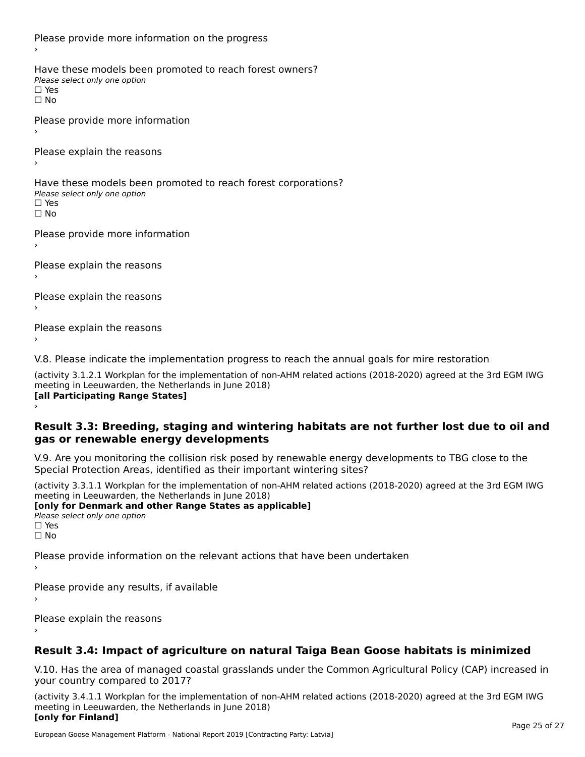Please provide more information on the progress
›

Have these models been promoted to reach forest owners?
*Please select only one option*
☐ Yes
☐ No

Please provide more information
›

Please explain the reasons
›

Have these models been promoted to reach forest corporations?
*Please select only one option*
☐ Yes
☐ No

Please provide more information
›

Please explain the reasons
›

Please explain the reasons
›

Please explain the reasons
›

V.8. Please indicate the implementation progress to reach the annual goals for mire restoration

(activity 3.1.2.1 Workplan for the implementation of non-AHM related actions (2018-2020) agreed at the 3rd EGM IWG meeting in Leeuwarden, the Netherlands in June 2018)
**[all Participating Range States]**
›

## Result 3.3: Breeding, staging and wintering habitats are not further lost due to oil and gas or renewable energy developments

V.9. Are you monitoring the collision risk posed by renewable energy developments to TBG close to the Special Protection Areas, identified as their important wintering sites?

(activity 3.3.1.1 Workplan for the implementation of non-AHM related actions (2018-2020) agreed at the 3rd EGM IWG meeting in Leeuwarden, the Netherlands in June 2018)
**[only for Denmark and other Range States as applicable]**
*Please select only one option*
☐ Yes
☐ No

Please provide information on the relevant actions that have been undertaken
›

Please provide any results, if available
›

Please explain the reasons
›

## Result 3.4: Impact of agriculture on natural Taiga Bean Goose habitats is minimized

V.10. Has the area of managed coastal grasslands under the Common Agricultural Policy (CAP) increased in your country compared to 2017?

(activity 3.4.1.1 Workplan for the implementation of non-AHM related actions (2018-2020) agreed at the 3rd EGM IWG meeting in Leeuwarden, the Netherlands in June 2018)
**[only for Finland]**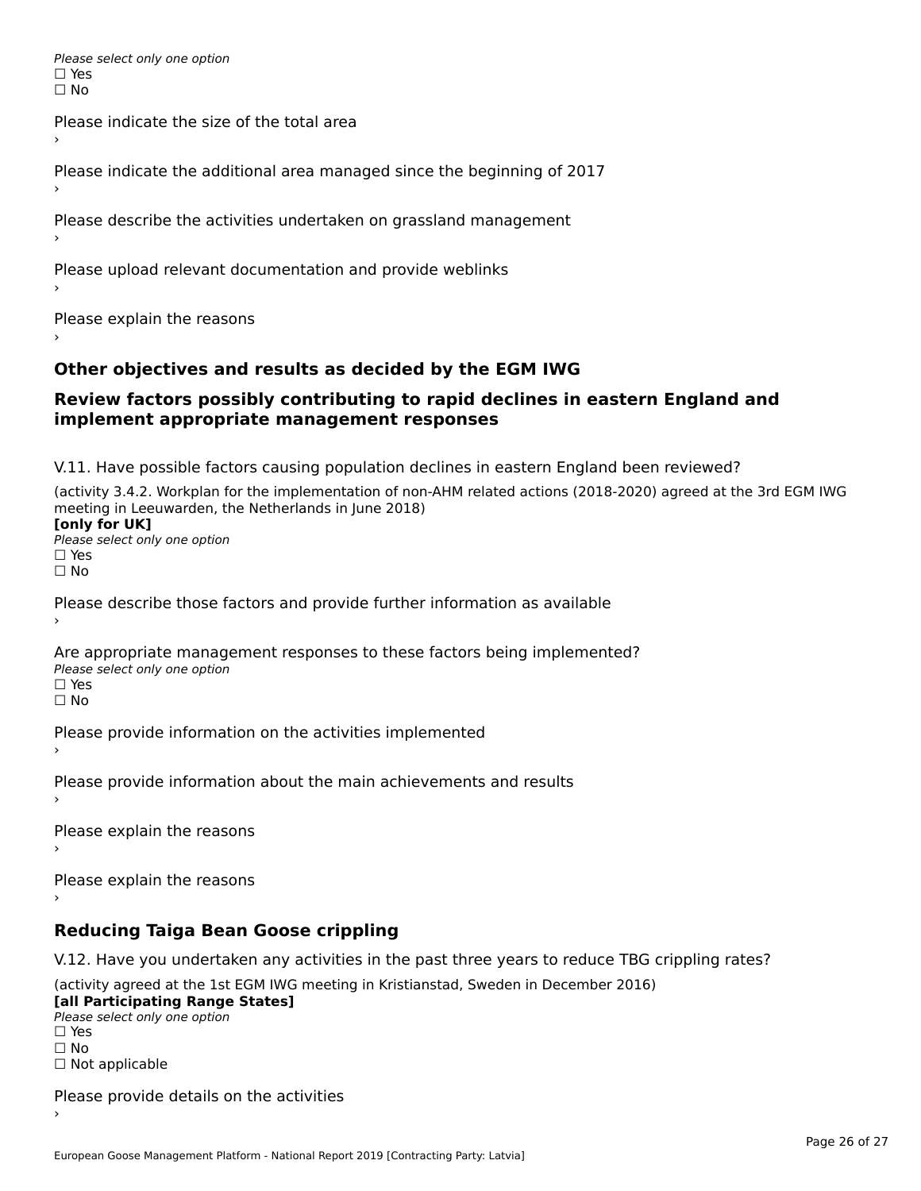*Please select only one option*
☐ Yes
☐ No

Please indicate the size of the total area
›

Please indicate the additional area managed since the beginning of 2017
›

Please describe the activities undertaken on grassland management
›

Please upload relevant documentation and provide weblinks
›

Please explain the reasons
›

## Other objectives and results as decided by the EGM IWG

## Review factors possibly contributing to rapid declines in eastern England and implement appropriate management responses

V.11. Have possible factors causing population declines in eastern England been reviewed?

(activity 3.4.2. Workplan for the implementation of non-AHM related actions (2018-2020) agreed at the 3rd EGM IWG meeting in Leeuwarden, the Netherlands in June 2018)
**[only for UK]**
*Please select only one option*
☐ Yes
☐ No

Please describe those factors and provide further information as available
›

Are appropriate management responses to these factors being implemented?
*Please select only one option*
☐ Yes
☐ No

Please provide information on the activities implemented
›

Please provide information about the main achievements and results
›

Please explain the reasons
›

Please explain the reasons
›

## Reducing Taiga Bean Goose crippling

V.12. Have you undertaken any activities in the past three years to reduce TBG crippling rates?

(activity agreed at the 1st EGM IWG meeting in Kristianstad, Sweden in December 2016)
**[all Participating Range States]**
*Please select only one option*
☐ Yes
☐ No
☐ Not applicable

Please provide details on the activities
›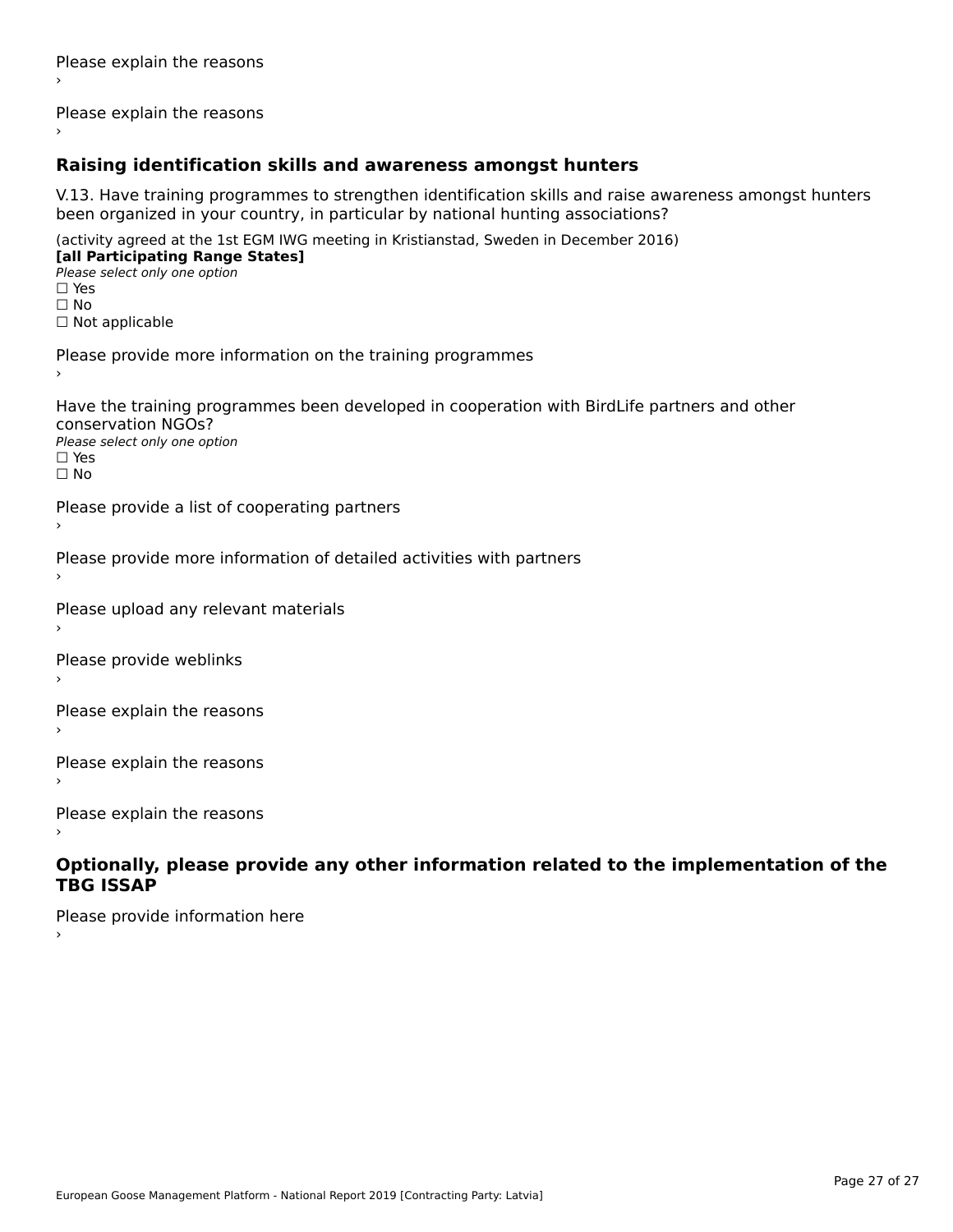Please explain the reasons
›

Please explain the reasons
›

## Raising identification skills and awareness amongst hunters

V.13. Have training programmes to strengthen identification skills and raise awareness amongst hunters been organized in your country, in particular by national hunting associations?

(activity agreed at the 1st EGM IWG meeting in Kristianstad, Sweden in December 2016)
**[all Participating Range States]**
*Please select only one option*
☐ Yes
☐ No
☐ Not applicable

Please provide more information on the training programmes
›

Have the training programmes been developed in cooperation with BirdLife partners and other conservation NGOs?
*Please select only one option*
☐ Yes
☐ No

Please provide a list of cooperating partners
›

Please provide more information of detailed activities with partners
›

Please upload any relevant materials
›

Please provide weblinks
›

Please explain the reasons
›

Please explain the reasons
›

Please explain the reasons
›

## Optionally, please provide any other information related to the implementation of the TBG ISSAP

Please provide information here
›